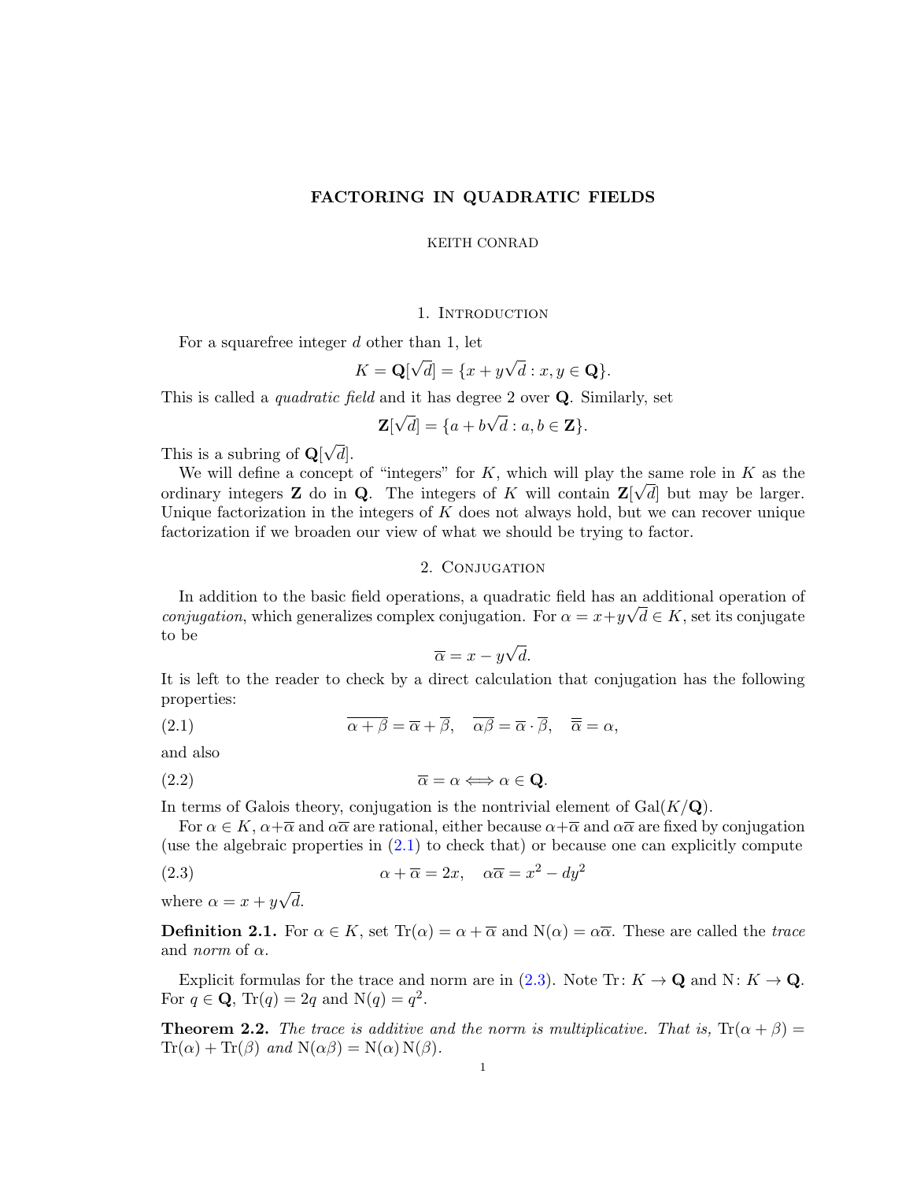# FACTORING IN QUADRATIC FIELDS

KEITH CONRAD

## 1. Introduction

For a squarefree integer $d$ other than 1, let

$$K = \mathbf{Q}[\sqrt{d}] = \{x + y\sqrt{d} : x, y \in \mathbf{Q}\}.$$

This is called a *quadratic field* and it has degree 2 over $\mathbf{Q}$. Similarly, set

$$\mathbf{Z}[\sqrt{d}] = \{a + b\sqrt{d} : a, b \in \mathbf{Z}\}.$$

This is a subring of $\mathbf{Q}[\sqrt{d}]$.

We will define a concept of "integers" for $K$, which will play the same role in $K$ as the ordinary integers $\mathbf{Z}$ do in $\mathbf{Q}$. The integers of $K$ will contain $\mathbf{Z}[\sqrt{d}]$ but may be larger. Unique factorization in the integers of $K$ does not always hold, but we can recover unique factorization if we broaden our view of what we should be trying to factor.

## 2. Conjugation

In addition to the basic field operations, a quadratic field has an additional operation of *conjugation*, which generalizes complex conjugation. For $\alpha = x + y\sqrt{d} \in K$, set its conjugate to be

$$\overline{\alpha} = x - y\sqrt{d}.$$

It is left to the reader to check by a direct calculation that conjugation has the following properties:

$$\overline{\alpha + \beta} = \overline{\alpha} + \overline{\beta}, \quad \overline{\alpha\beta} = \overline{\alpha} \cdot \overline{\beta}, \quad \overline{\overline{\alpha}} = \alpha, \tag{2.1}$$

and also

$$\overline{\alpha} = \alpha \Longleftrightarrow \alpha \in \mathbf{Q}. \tag{2.2}$$

In terms of Galois theory, conjugation is the nontrivial element of $\mathrm{Gal}(K/\mathbf{Q})$.

For $\alpha \in K$, $\alpha + \overline{\alpha}$ and $\alpha\overline{\alpha}$ are rational, either because $\alpha + \overline{\alpha}$ and $\alpha\overline{\alpha}$ are fixed by conjugation (use the algebraic properties in (2.1) to check that) or because one can explicitly compute

$$\alpha + \overline{\alpha} = 2x, \quad \alpha\overline{\alpha} = x^2 - dy^2 \tag{2.3}$$

where $\alpha = x + y\sqrt{d}$.

**Definition 2.1.** For $\alpha \in K$, set $\mathrm{Tr}(\alpha) = \alpha + \overline{\alpha}$ and $\mathrm{N}(\alpha) = \alpha\overline{\alpha}$. These are called the *trace* and *norm* of $\alpha$.

Explicit formulas for the trace and norm are in (2.3). Note $\mathrm{Tr}\colon K \to \mathbf{Q}$ and $\mathrm{N}\colon K \to \mathbf{Q}$. For $q \in \mathbf{Q}$, $\mathrm{Tr}(q) = 2q$ and $\mathrm{N}(q) = q^2$.

**Theorem 2.2.** *The trace is additive and the norm is multiplicative. That is,* $\mathrm{Tr}(\alpha + \beta) = \mathrm{Tr}(\alpha) + \mathrm{Tr}(\beta)$ *and* $\mathrm{N}(\alpha\beta) = \mathrm{N}(\alpha)\,\mathrm{N}(\beta)$.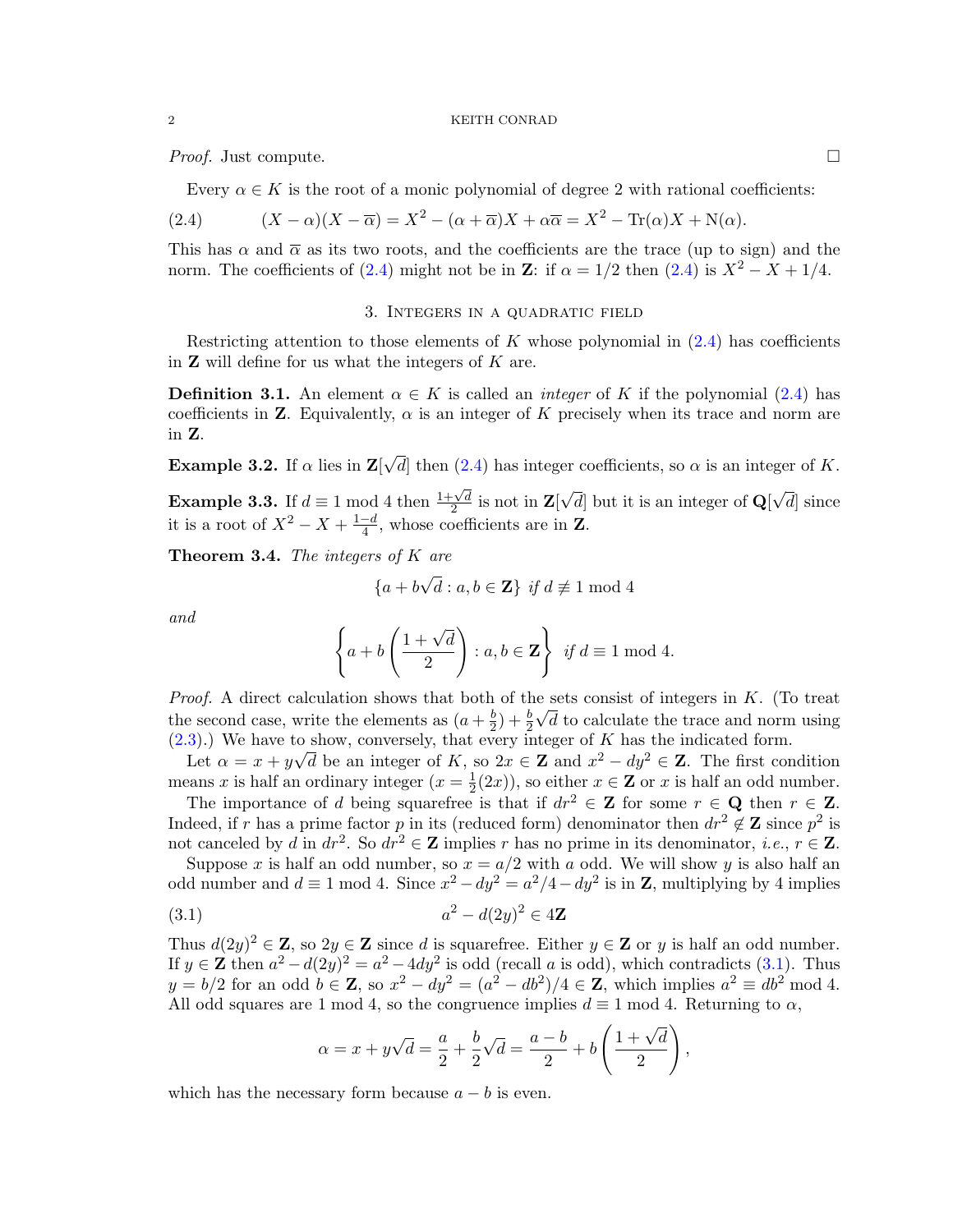*Proof.* Just compute. □

Every $\alpha \in K$ is the root of a monic polynomial of degree 2 with rational coefficients:

$$(X-\alpha)(X-\overline{\alpha}) = X^2 - (\alpha+\overline{\alpha})X + \alpha\overline{\alpha} = X^2 - \mathrm{Tr}(\alpha)X + \mathrm{N}(\alpha). \tag{2.4}$$

This has $\alpha$ and $\overline{\alpha}$ as its two roots, and the coefficients are the trace (up to sign) and the norm. The coefficients of (2.4) might not be in $\mathbf{Z}$: if $\alpha = 1/2$ then (2.4) is $X^2 - X + 1/4$.

## 3. Integers in a quadratic field

Restricting attention to those elements of $K$ whose polynomial in (2.4) has coefficients in $\mathbf{Z}$ will define for us what the integers of $K$ are.

**Definition 3.1.** An element $\alpha \in K$ is called an *integer* of $K$ if the polynomial (2.4) has coefficients in $\mathbf{Z}$. Equivalently, $\alpha$ is an integer of $K$ precisely when its trace and norm are in $\mathbf{Z}$.

**Example 3.2.** If $\alpha$ lies in $\mathbf{Z}[\sqrt{d}]$ then (2.4) has integer coefficients, so $\alpha$ is an integer of $K$.

**Example 3.3.** If $d \equiv 1 \bmod 4$ then $\frac{1+\sqrt{d}}{2}$ is not in $\mathbf{Z}[\sqrt{d}]$ but it is an integer of $\mathbf{Q}[\sqrt{d}]$ since it is a root of $X^2 - X + \frac{1-d}{4}$, whose coefficients are in $\mathbf{Z}$.

**Theorem 3.4.** *The integers of $K$ are*

$$\{a + b\sqrt{d} : a, b \in \mathbf{Z}\} \text{ if } d \not\equiv 1 \bmod 4$$

*and*

$$\left\{a + b\left(\frac{1+\sqrt{d}}{2}\right) : a, b \in \mathbf{Z}\right\} \text{ if } d \equiv 1 \bmod 4.$$

*Proof.* A direct calculation shows that both of the sets consist of integers in $K$. (To treat the second case, write the elements as $(a + \frac{b}{2}) + \frac{b}{2}\sqrt{d}$ to calculate the trace and norm using (2.3).) We have to show, conversely, that every integer of $K$ has the indicated form.

Let $\alpha = x + y\sqrt{d}$ be an integer of $K$, so $2x \in \mathbf{Z}$ and $x^2 - dy^2 \in \mathbf{Z}$. The first condition means $x$ is half an ordinary integer ($x = \frac{1}{2}(2x)$), so either $x \in \mathbf{Z}$ or $x$ is half an odd number.

The importance of $d$ being squarefree is that if $dr^2 \in \mathbf{Z}$ for some $r \in \mathbf{Q}$ then $r \in \mathbf{Z}$. Indeed, if $r$ has a prime factor $p$ in its (reduced form) denominator then $dr^2 \notin \mathbf{Z}$ since $p^2$ is not canceled by $d$ in $dr^2$. So $dr^2 \in \mathbf{Z}$ implies $r$ has no prime in its denominator, *i.e.*, $r \in \mathbf{Z}$.

Suppose $x$ is half an odd number, so $x = a/2$ with $a$ odd. We will show $y$ is also half an odd number and $d \equiv 1 \bmod 4$. Since $x^2 - dy^2 = a^2/4 - dy^2$ is in $\mathbf{Z}$, multiplying by 4 implies

$$a^2 - d(2y)^2 \in 4\mathbf{Z} \tag{3.1}$$

Thus $d(2y)^2 \in \mathbf{Z}$, so $2y \in \mathbf{Z}$ since $d$ is squarefree. Either $y \in \mathbf{Z}$ or $y$ is half an odd number. If $y \in \mathbf{Z}$ then $a^2 - d(2y)^2 = a^2 - 4dy^2$ is odd (recall $a$ is odd), which contradicts (3.1). Thus $y = b/2$ for an odd $b \in \mathbf{Z}$, so $x^2 - dy^2 = (a^2 - db^2)/4 \in \mathbf{Z}$, which implies $a^2 \equiv db^2 \bmod 4$. All odd squares are 1 mod 4, so the congruence implies $d \equiv 1 \bmod 4$. Returning to $\alpha$,

$$\alpha = x + y\sqrt{d} = \frac{a}{2} + \frac{b}{2}\sqrt{d} = \frac{a-b}{2} + b\left(\frac{1+\sqrt{d}}{2}\right),$$

which has the necessary form because $a - b$ is even.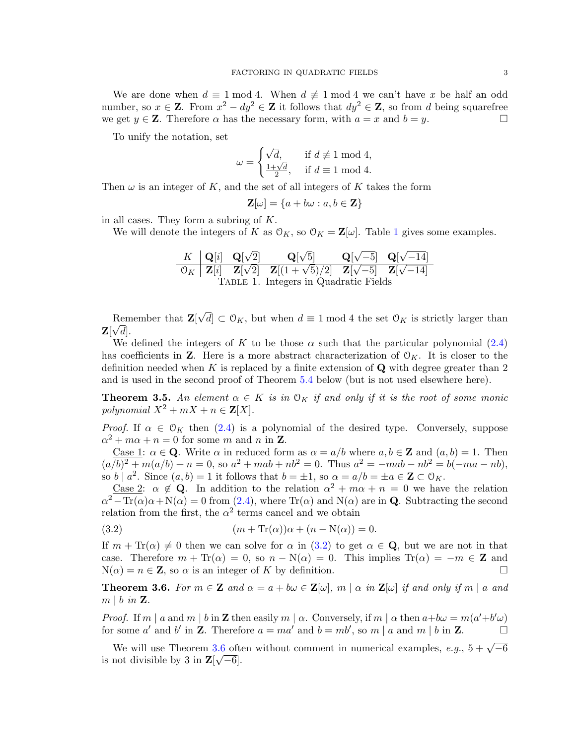We are done when $d \equiv 1 \bmod 4$. When $d \not\equiv 1 \bmod 4$ we can't have $x$ be half an odd number, so $x \in \mathbf{Z}$. From $x^2 - dy^2 \in \mathbf{Z}$ it follows that $dy^2 \in \mathbf{Z}$, so from $d$ being squarefree we get $y \in \mathbf{Z}$. Therefore $\alpha$ has the necessary form, with $a = x$ and $b = y$. $\square$

To unify the notation, set

$$\omega = \begin{cases} \sqrt{d}, & \text{if } d \not\equiv 1 \bmod 4, \\ \frac{1+\sqrt{d}}{2}, & \text{if } d \equiv 1 \bmod 4. \end{cases}$$

Then $\omega$ is an integer of $K$, and the set of all integers of $K$ takes the form

$$\mathbf{Z}[\omega] = \{a + b\omega : a, b \in \mathbf{Z}\}$$

in all cases. They form a subring of $K$.

We will denote the integers of $K$ as $\mathcal{O}_K$, so $\mathcal{O}_K = \mathbf{Z}[\omega]$. Table 1 gives some examples.

| $K$ | $\mathbf{Q}[i]$ | $\mathbf{Q}[\sqrt{2}]$ | $\mathbf{Q}[\sqrt{5}]$ | $\mathbf{Q}[\sqrt{-5}]$ | $\mathbf{Q}[\sqrt{-14}]$ |
|---|---|---|---|---|---|
| $\mathcal{O}_K$ | $\mathbf{Z}[i]$ | $\mathbf{Z}[\sqrt{2}]$ | $\mathbf{Z}[(1+\sqrt{5})/2]$ | $\mathbf{Z}[\sqrt{-5}]$ | $\mathbf{Z}[\sqrt{-14}]$ |

Table 1. Integers in Quadratic Fields

Remember that $\mathbf{Z}[\sqrt{d}] \subset \mathcal{O}_K$, but when $d \equiv 1 \bmod 4$ the set $\mathcal{O}_K$ is strictly larger than $\mathbf{Z}[\sqrt{d}]$.

We defined the integers of $K$ to be those $\alpha$ such that the particular polynomial (2.4) has coefficients in $\mathbf{Z}$. Here is a more abstract characterization of $\mathcal{O}_K$. It is closer to the definition needed when $K$ is replaced by a finite extension of $\mathbf{Q}$ with degree greater than 2 and is used in the second proof of Theorem 5.4 below (but is not used elsewhere here).

**Theorem 3.5.** *An element $\alpha \in K$ is in $\mathcal{O}_K$ if and only if it is the root of some monic polynomial $X^2 + mX + n \in \mathbf{Z}[X]$.*

*Proof.* If $\alpha \in \mathcal{O}_K$ then (2.4) is a polynomial of the desired type. Conversely, suppose $\alpha^2 + m\alpha + n = 0$ for some $m$ and $n$ in $\mathbf{Z}$.

Case 1: $\alpha \in \mathbf{Q}$. Write $\alpha$ in reduced form as $\alpha = a/b$ where $a, b \in \mathbf{Z}$ and $(a, b) = 1$. Then $(a/b)^2 + m(a/b) + n = 0$, so $a^2 + mab + nb^2 = 0$. Thus $a^2 = -mab - nb^2 = b(-ma - nb)$, so $b \mid a^2$. Since $(a, b) = 1$ it follows that $b = \pm 1$, so $\alpha = a/b = \pm a \in \mathbf{Z} \subset \mathcal{O}_K$.

Case 2: $\alpha \notin \mathbf{Q}$. In addition to the relation $\alpha^2 + m\alpha + n = 0$ we have the relation $\alpha^2 - \mathrm{Tr}(\alpha)\alpha + \mathrm{N}(\alpha) = 0$ from (2.4), where $\mathrm{Tr}(\alpha)$ and $\mathrm{N}(\alpha)$ are in $\mathbf{Q}$. Subtracting the second relation from the first, the $\alpha^2$ terms cancel and we obtain

$$(m + \mathrm{Tr}(\alpha))\alpha + (n - \mathrm{N}(\alpha)) = 0. \tag{3.2}$$

If $m + \mathrm{Tr}(\alpha) \neq 0$ then we can solve for $\alpha$ in (3.2) to get $\alpha \in \mathbf{Q}$, but we are not in that case. Therefore $m + \mathrm{Tr}(\alpha) = 0$, so $n - \mathrm{N}(\alpha) = 0$. This implies $\mathrm{Tr}(\alpha) = -m \in \mathbf{Z}$ and $\mathrm{N}(\alpha) = n \in \mathbf{Z}$, so $\alpha$ is an integer of $K$ by definition. $\square$

**Theorem 3.6.** *For $m \in \mathbf{Z}$ and $\alpha = a + b\omega \in \mathbf{Z}[\omega]$, $m \mid \alpha$ in $\mathbf{Z}[\omega]$ if and only if $m \mid a$ and $m \mid b$ in $\mathbf{Z}$.*

*Proof.* If $m \mid a$ and $m \mid b$ in $\mathbf{Z}$ then easily $m \mid \alpha$. Conversely, if $m \mid \alpha$ then $a + b\omega = m(a' + b'\omega)$ for some $a'$ and $b'$ in $\mathbf{Z}$. Therefore $a = ma'$ and $b = mb'$, so $m \mid a$ and $m \mid b$ in $\mathbf{Z}$. $\square$

We will use Theorem 3.6 often without comment in numerical examples, *e.g.*, $5 + \sqrt{-6}$ is not divisible by 3 in $\mathbf{Z}[\sqrt{-6}]$.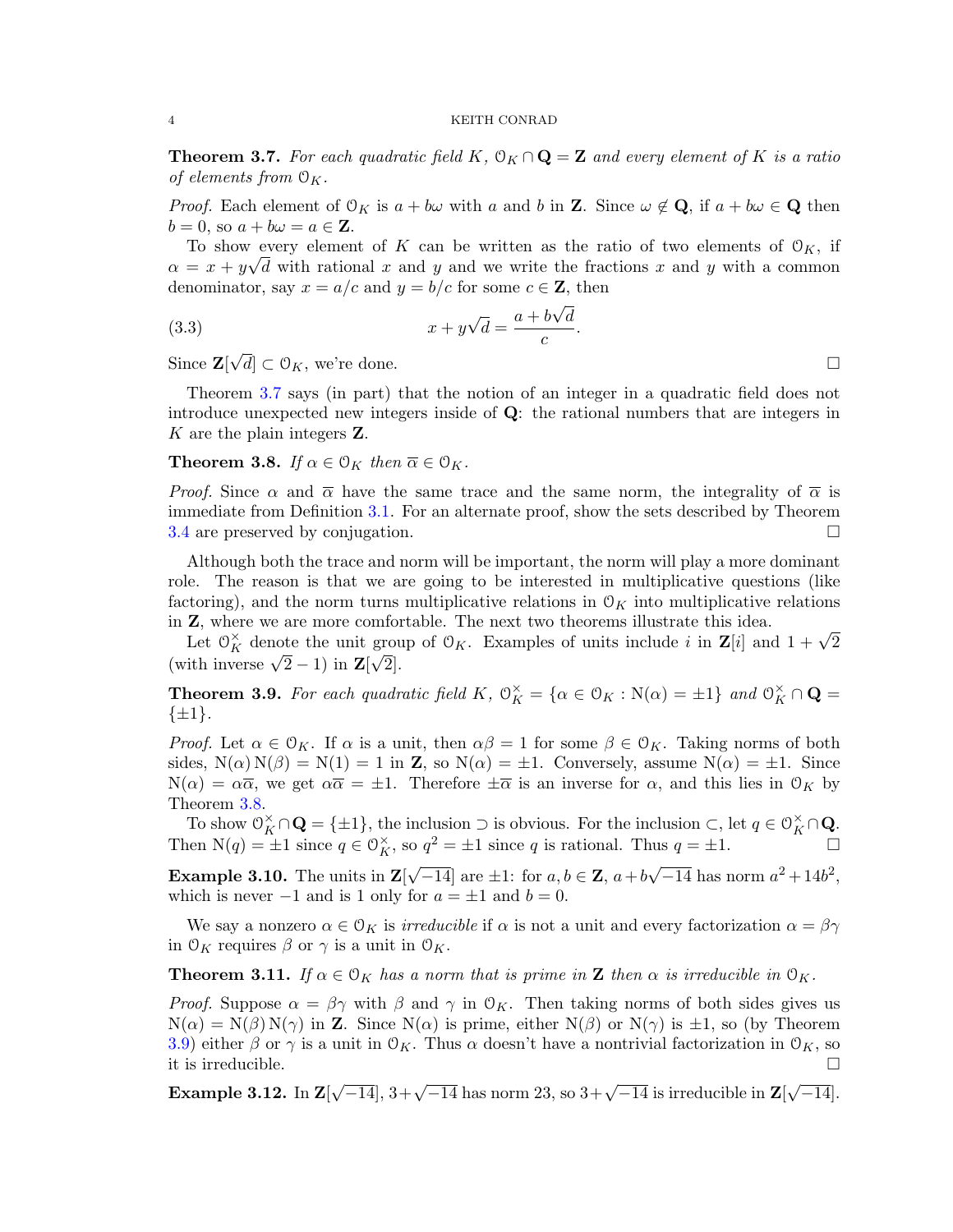**Theorem 3.7.** *For each quadratic field $K$, $\mathcal{O}_K \cap \mathbf{Q} = \mathbf{Z}$ and every element of $K$ is a ratio of elements from $\mathcal{O}_K$.*

*Proof.* Each element of $\mathcal{O}_K$ is $a + b\omega$ with $a$ and $b$ in $\mathbf{Z}$. Since $\omega \notin \mathbf{Q}$, if $a + b\omega \in \mathbf{Q}$ then $b = 0$, so $a + b\omega = a \in \mathbf{Z}$.

To show every element of $K$ can be written as the ratio of two elements of $\mathcal{O}_K$, if $\alpha = x + y\sqrt{d}$ with rational $x$ and $y$ and we write the fractions $x$ and $y$ with a common denominator, say $x = a/c$ and $y = b/c$ for some $c \in \mathbf{Z}$, then

$$x + y\sqrt{d} = \frac{a + b\sqrt{d}}{c}. \tag{3.3}$$

Since $\mathbf{Z}[\sqrt{d}] \subset \mathcal{O}_K$, we're done. $\square$

Theorem 3.7 says (in part) that the notion of an integer in a quadratic field does not introduce unexpected new integers inside of $\mathbf{Q}$: the rational numbers that are integers in $K$ are the plain integers $\mathbf{Z}$.

**Theorem 3.8.** *If $\alpha \in \mathcal{O}_K$ then $\overline{\alpha} \in \mathcal{O}_K$.*

*Proof.* Since $\alpha$ and $\overline{\alpha}$ have the same trace and the same norm, the integrality of $\overline{\alpha}$ is immediate from Definition 3.1. For an alternate proof, show the sets described by Theorem 3.4 are preserved by conjugation. $\square$

Although both the trace and norm will be important, the norm will play a more dominant role. The reason is that we are going to be interested in multiplicative questions (like factoring), and the norm turns multiplicative relations in $\mathcal{O}_K$ into multiplicative relations in $\mathbf{Z}$, where we are more comfortable. The next two theorems illustrate this idea.

Let $\mathcal{O}_K^\times$ denote the unit group of $\mathcal{O}_K$. Examples of units include $i$ in $\mathbf{Z}[i]$ and $1 + \sqrt{2}$ (with inverse $\sqrt{2} - 1$) in $\mathbf{Z}[\sqrt{2}]$.

**Theorem 3.9.** *For each quadratic field $K$, $\mathcal{O}_K^\times = \{\alpha \in \mathcal{O}_K : \mathrm{N}(\alpha) = \pm 1\}$ and $\mathcal{O}_K^\times \cap \mathbf{Q} = \{\pm 1\}$.*

*Proof.* Let $\alpha \in \mathcal{O}_K$. If $\alpha$ is a unit, then $\alpha\beta = 1$ for some $\beta \in \mathcal{O}_K$. Taking norms of both sides, $\mathrm{N}(\alpha)\,\mathrm{N}(\beta) = \mathrm{N}(1) = 1$ in $\mathbf{Z}$, so $\mathrm{N}(\alpha) = \pm 1$. Conversely, assume $\mathrm{N}(\alpha) = \pm 1$. Since $\mathrm{N}(\alpha) = \alpha\overline{\alpha}$, we get $\alpha\overline{\alpha} = \pm 1$. Therefore $\pm\overline{\alpha}$ is an inverse for $\alpha$, and this lies in $\mathcal{O}_K$ by Theorem 3.8.

To show $\mathcal{O}_K^\times \cap \mathbf{Q} = \{\pm 1\}$, the inclusion $\supset$ is obvious. For the inclusion $\subset$, let $q \in \mathcal{O}_K^\times \cap \mathbf{Q}$. Then $\mathrm{N}(q) = \pm 1$ since $q \in \mathcal{O}_K^\times$, so $q^2 = \pm 1$ since $q$ is rational. Thus $q = \pm 1$. $\square$

**Example 3.10.** The units in $\mathbf{Z}[\sqrt{-14}]$ are $\pm 1$: for $a, b \in \mathbf{Z}$, $a + b\sqrt{-14}$ has norm $a^2 + 14b^2$, which is never $-1$ and is $1$ only for $a = \pm 1$ and $b = 0$.

We say a nonzero $\alpha \in \mathcal{O}_K$ is *irreducible* if $\alpha$ is not a unit and every factorization $\alpha = \beta\gamma$ in $\mathcal{O}_K$ requires $\beta$ or $\gamma$ is a unit in $\mathcal{O}_K$.

**Theorem 3.11.** *If $\alpha \in \mathcal{O}_K$ has a norm that is prime in $\mathbf{Z}$ then $\alpha$ is irreducible in $\mathcal{O}_K$.*

*Proof.* Suppose $\alpha = \beta\gamma$ with $\beta$ and $\gamma$ in $\mathcal{O}_K$. Then taking norms of both sides gives us $\mathrm{N}(\alpha) = \mathrm{N}(\beta)\,\mathrm{N}(\gamma)$ in $\mathbf{Z}$. Since $\mathrm{N}(\alpha)$ is prime, either $\mathrm{N}(\beta)$ or $\mathrm{N}(\gamma)$ is $\pm 1$, so (by Theorem 3.9) either $\beta$ or $\gamma$ is a unit in $\mathcal{O}_K$. Thus $\alpha$ doesn't have a nontrivial factorization in $\mathcal{O}_K$, so it is irreducible. $\square$

**Example 3.12.** In $\mathbf{Z}[\sqrt{-14}]$, $3 + \sqrt{-14}$ has norm 23, so $3 + \sqrt{-14}$ is irreducible in $\mathbf{Z}[\sqrt{-14}]$.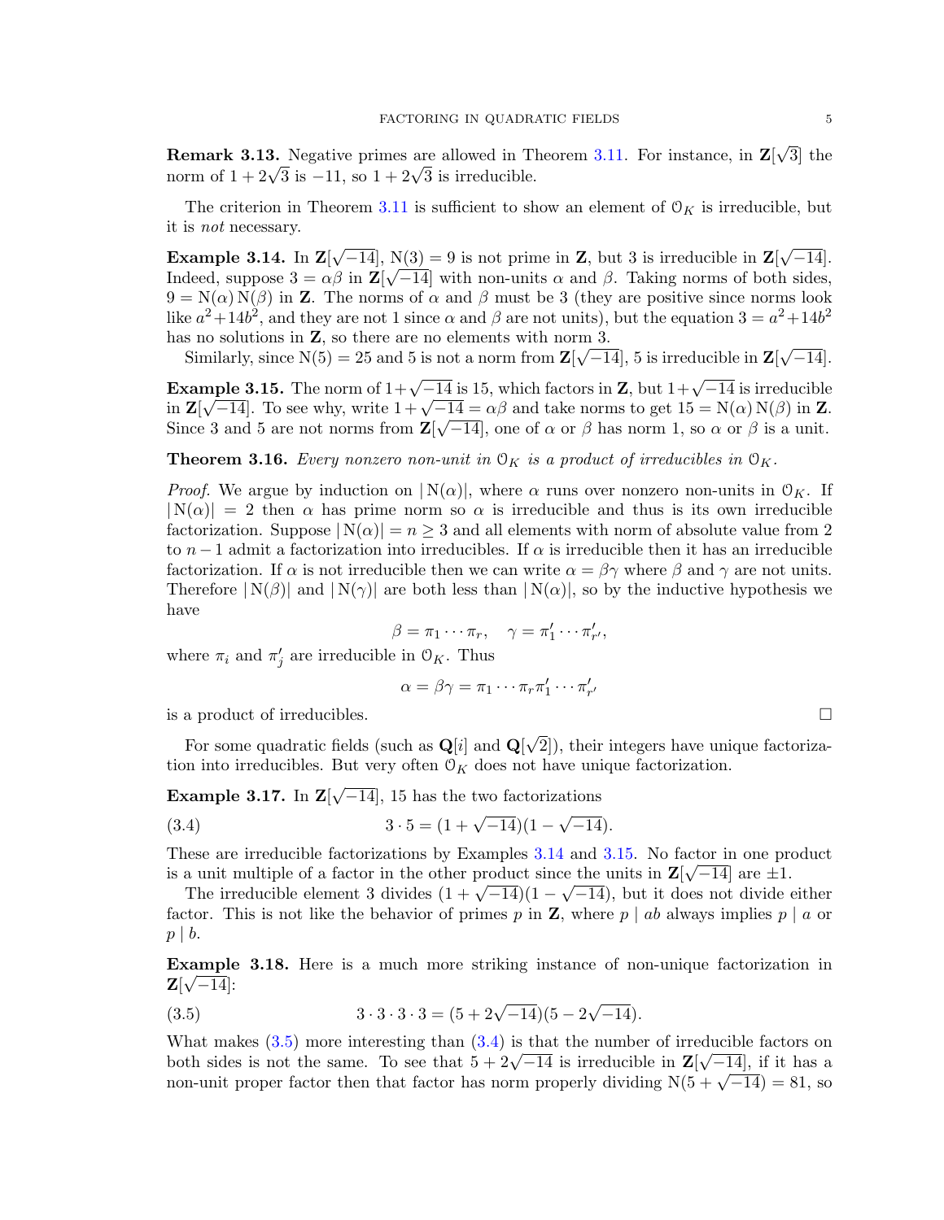**Remark 3.13.** Negative primes are allowed in Theorem 3.11. For instance, in $\mathbf{Z}[\sqrt{3}]$ the norm of $1+2\sqrt{3}$ is $-11$, so $1+2\sqrt{3}$ is irreducible.

The criterion in Theorem 3.11 is sufficient to show an element of $\mathcal{O}_K$ is irreducible, but it is *not* necessary.

**Example 3.14.** In $\mathbf{Z}[\sqrt{-14}]$, $\mathrm{N}(3) = 9$ is not prime in $\mathbf{Z}$, but 3 is irreducible in $\mathbf{Z}[\sqrt{-14}]$. Indeed, suppose $3 = \alpha\beta$ in $\mathbf{Z}[\sqrt{-14}]$ with non-units $\alpha$ and $\beta$. Taking norms of both sides, $9 = \mathrm{N}(\alpha)\,\mathrm{N}(\beta)$ in $\mathbf{Z}$. The norms of $\alpha$ and $\beta$ must be 3 (they are positive since norms look like $a^2+14b^2$, and they are not 1 since $\alpha$ and $\beta$ are not units), but the equation $3 = a^2+14b^2$ has no solutions in $\mathbf{Z}$, so there are no elements with norm 3.

Similarly, since $\mathrm{N}(5) = 25$ and 5 is not a norm from $\mathbf{Z}[\sqrt{-14}]$, 5 is irreducible in $\mathbf{Z}[\sqrt{-14}]$.

**Example 3.15.** The norm of $1+\sqrt{-14}$ is 15, which factors in $\mathbf{Z}$, but $1+\sqrt{-14}$ is irreducible in $\mathbf{Z}[\sqrt{-14}]$. To see why, write $1+\sqrt{-14} = \alpha\beta$ and take norms to get $15 = \mathrm{N}(\alpha)\,\mathrm{N}(\beta)$ in $\mathbf{Z}$. Since 3 and 5 are not norms from $\mathbf{Z}[\sqrt{-14}]$, one of $\alpha$ or $\beta$ has norm 1, so $\alpha$ or $\beta$ is a unit.

**Theorem 3.16.** *Every nonzero non-unit in $\mathcal{O}_K$ is a product of irreducibles in $\mathcal{O}_K$.*

*Proof.* We argue by induction on $|\,\mathrm{N}(\alpha)|$, where $\alpha$ runs over nonzero non-units in $\mathcal{O}_K$. If $|\,\mathrm{N}(\alpha)| = 2$ then $\alpha$ has prime norm so $\alpha$ is irreducible and thus is its own irreducible factorization. Suppose $|\,\mathrm{N}(\alpha)| = n \geq 3$ and all elements with norm of absolute value from 2 to $n-1$ admit a factorization into irreducibles. If $\alpha$ is irreducible then it has an irreducible factorization. If $\alpha$ is not irreducible then we can write $\alpha = \beta\gamma$ where $\beta$ and $\gamma$ are not units. Therefore $|\,\mathrm{N}(\beta)|$ and $|\,\mathrm{N}(\gamma)|$ are both less than $|\,\mathrm{N}(\alpha)|$, so by the inductive hypothesis we have

$$\beta = \pi_1 \cdots \pi_r, \quad \gamma = \pi'_1 \cdots \pi'_{r'},$$

where $\pi_i$ and $\pi'_j$ are irreducible in $\mathcal{O}_K$. Thus

$$\alpha = \beta\gamma = \pi_1 \cdots \pi_r \pi'_1 \cdots \pi'_{r'}$$

is a product of irreducibles. $\square$

For some quadratic fields (such as $\mathbf{Q}[i]$ and $\mathbf{Q}[\sqrt{2}]$), their integers have unique factorization into irreducibles. But very often $\mathcal{O}_K$ does not have unique factorization.

**Example 3.17.** In $\mathbf{Z}[\sqrt{-14}]$, 15 has the two factorizations

$$3 \cdot 5 = (1+\sqrt{-14})(1-\sqrt{-14}). \tag{3.4}$$

These are irreducible factorizations by Examples 3.14 and 3.15. No factor in one product is a unit multiple of a factor in the other product since the units in $\mathbf{Z}[\sqrt{-14}]$ are $\pm 1$.

The irreducible element 3 divides $(1+\sqrt{-14})(1-\sqrt{-14})$, but it does not divide either factor. This is not like the behavior of primes $p$ in $\mathbf{Z}$, where $p \mid ab$ always implies $p \mid a$ or $p \mid b$.

**Example 3.18.** Here is a much more striking instance of non-unique factorization in $\mathbf{Z}[\sqrt{-14}]$:

$$3 \cdot 3 \cdot 3 \cdot 3 = (5+2\sqrt{-14})(5-2\sqrt{-14}). \tag{3.5}$$

What makes (3.5) more interesting than (3.4) is that the number of irreducible factors on both sides is not the same. To see that $5+2\sqrt{-14}$ is irreducible in $\mathbf{Z}[\sqrt{-14}]$, if it has a non-unit proper factor then that factor has norm properly dividing $\mathrm{N}(5+\sqrt{-14}) = 81$, so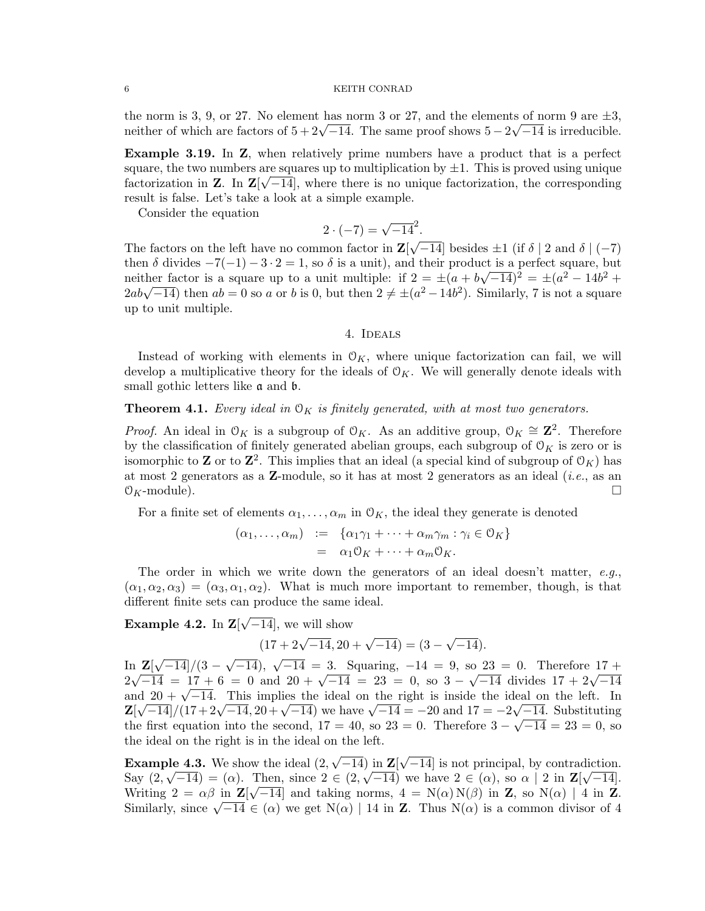the norm is 3, 9, or 27. No element has norm 3 or 27, and the elements of norm 9 are $\pm 3$, neither of which are factors of $5+2\sqrt{-14}$. The same proof shows $5-2\sqrt{-14}$ is irreducible.

**Example 3.19.** In $\mathbf{Z}$, when relatively prime numbers have a product that is a perfect square, the two numbers are squares up to multiplication by $\pm 1$. This is proved using unique factorization in $\mathbf{Z}$. In $\mathbf{Z}[\sqrt{-14}]$, where there is no unique factorization, the corresponding result is false. Let's take a look at a simple example.

Consider the equation

$$2 \cdot (-7) = \sqrt{-14}^2.$$

The factors on the left have no common factor in $\mathbf{Z}[\sqrt{-14}]$ besides $\pm 1$ (if $\delta \mid 2$ and $\delta \mid (-7)$ then $\delta$ divides $-7(-1) - 3 \cdot 2 = 1$, so $\delta$ is a unit), and their product is a perfect square, but neither factor is a square up to a unit multiple: if $2 = \pm(a+b\sqrt{-14})^2 = \pm(a^2 - 14b^2 + 2ab\sqrt{-14})$ then $ab = 0$ so $a$ or $b$ is 0, but then $2 \neq \pm(a^2 - 14b^2)$. Similarly, 7 is not a square up to unit multiple.

## 4. Ideals

Instead of working with elements in $\mathcal{O}_K$, where unique factorization can fail, we will develop a multiplicative theory for the ideals of $\mathcal{O}_K$. We will generally denote ideals with small gothic letters like $\mathfrak{a}$ and $\mathfrak{b}$.

**Theorem 4.1.** *Every ideal in $\mathcal{O}_K$ is finitely generated, with at most two generators.*

*Proof.* An ideal in $\mathcal{O}_K$ is a subgroup of $\mathcal{O}_K$. As an additive group, $\mathcal{O}_K \cong \mathbf{Z}^2$. Therefore by the classification of finitely generated abelian groups, each subgroup of $\mathcal{O}_K$ is zero or is isomorphic to $\mathbf{Z}$ or to $\mathbf{Z}^2$. This implies that an ideal (a special kind of subgroup of $\mathcal{O}_K$) has at most 2 generators as a $\mathbf{Z}$-module, so it has at most 2 generators as an ideal (*i.e.*, as an $\mathcal{O}_K$-module). $\square$

For a finite set of elements $\alpha_1, \ldots, \alpha_m$ in $\mathcal{O}_K$, the ideal they generate is denoted

$$\begin{aligned} (\alpha_1, \ldots, \alpha_m) &:= \{\alpha_1\gamma_1 + \cdots + \alpha_m\gamma_m : \gamma_i \in \mathcal{O}_K\} \\ &= \alpha_1\mathcal{O}_K + \cdots + \alpha_m\mathcal{O}_K. \end{aligned}$$

The order in which we write down the generators of an ideal doesn't matter, *e.g.*, $(\alpha_1, \alpha_2, \alpha_3) = (\alpha_3, \alpha_1, \alpha_2)$. What is much more important to remember, though, is that different finite sets can produce the same ideal.

**Example 4.2.** In $\mathbf{Z}[\sqrt{-14}]$, we will show

$$(17 + 2\sqrt{-14}, 20 + \sqrt{-14}) = (3 - \sqrt{-14}).$$

In $\mathbf{Z}[\sqrt{-14}]/(3-\sqrt{-14})$, $\sqrt{-14} = 3$. Squaring, $-14 = 9$, so $23 = 0$. Therefore $17 + 2\sqrt{-14} = 17 + 6 = 0$ and $20 + \sqrt{-14} = 23 = 0$, so $3 - \sqrt{-14}$ divides $17 + 2\sqrt{-14}$ and $20 + \sqrt{-14}$. This implies the ideal on the right is inside the ideal on the left. In $\mathbf{Z}[\sqrt{-14}]/(17+2\sqrt{-14}, 20+\sqrt{-14})$ we have $\sqrt{-14} = -20$ and $17 = -2\sqrt{-14}$. Substituting the first equation into the second, $17 = 40$, so $23 = 0$. Therefore $3 - \sqrt{-14} = 23 = 0$, so the ideal on the right is in the ideal on the left.

**Example 4.3.** We show the ideal $(2, \sqrt{-14})$ in $\mathbf{Z}[\sqrt{-14}]$ is not principal, by contradiction. Say $(2, \sqrt{-14}) = (\alpha)$. Then, since $2 \in (2, \sqrt{-14})$ we have $2 \in (\alpha)$, so $\alpha \mid 2$ in $\mathbf{Z}[\sqrt{-14}]$. Writing $2 = \alpha\beta$ in $\mathbf{Z}[\sqrt{-14}]$ and taking norms, $4 = \mathrm{N}(\alpha)\mathrm{N}(\beta)$ in $\mathbf{Z}$, so $\mathrm{N}(\alpha) \mid 4$ in $\mathbf{Z}$. Similarly, since $\sqrt{-14} \in (\alpha)$ we get $\mathrm{N}(\alpha) \mid 14$ in $\mathbf{Z}$. Thus $\mathrm{N}(\alpha)$ is a common divisor of 4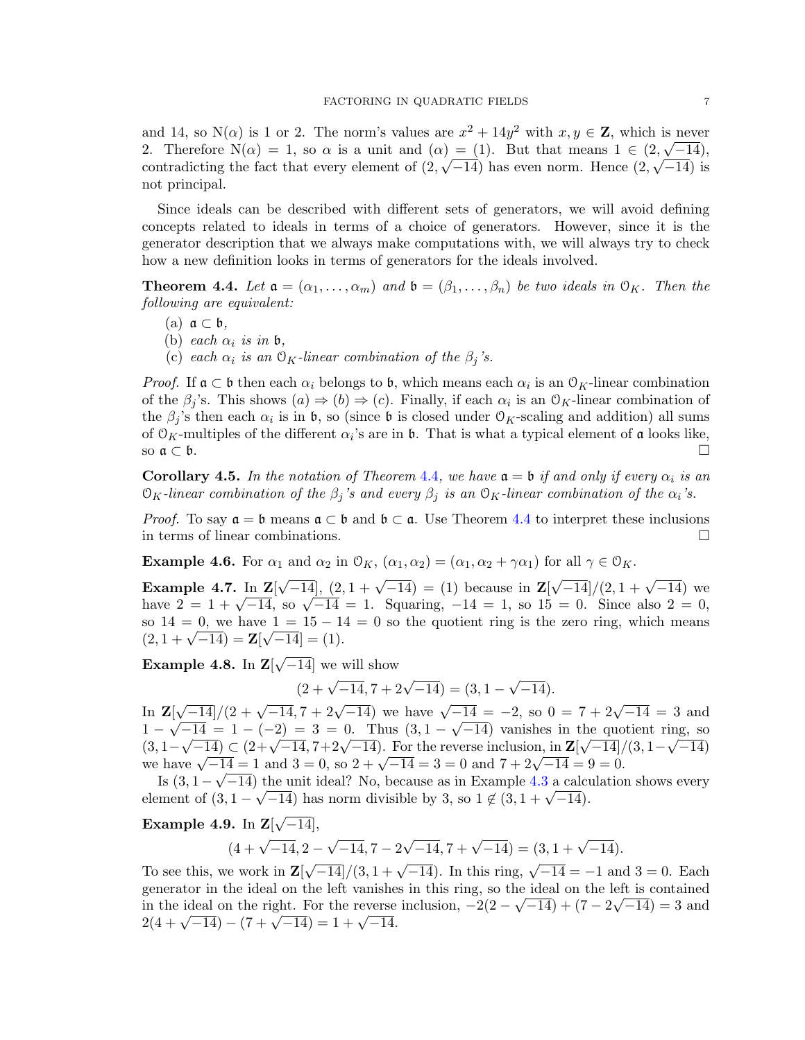and 14, so $\mathrm{N}(\alpha)$ is 1 or 2. The norm's values are $x^2 + 14y^2$ with $x, y \in \mathbf{Z}$, which is never 2. Therefore $\mathrm{N}(\alpha) = 1$, so $\alpha$ is a unit and $(\alpha) = (1)$. But that means $1 \in (2, \sqrt{-14})$, contradicting the fact that every element of $(2, \sqrt{-14})$ has even norm. Hence $(2, \sqrt{-14})$ is not principal.

Since ideals can be described with different sets of generators, we will avoid defining concepts related to ideals in terms of a choice of generators. However, since it is the generator description that we always make computations with, we will always try to check how a new definition looks in terms of generators for the ideals involved.

**Theorem 4.4.** *Let $\mathfrak{a} = (\alpha_1, \ldots, \alpha_m)$ and $\mathfrak{b} = (\beta_1, \ldots, \beta_n)$ be two ideals in $\mathcal{O}_K$. Then the following are equivalent:*

(a) *$\mathfrak{a} \subset \mathfrak{b}$,*
(b) *each $\alpha_i$ is in $\mathfrak{b}$,*
(c) *each $\alpha_i$ is an $\mathcal{O}_K$-linear combination of the $\beta_j$'s.*

*Proof.* If $\mathfrak{a} \subset \mathfrak{b}$ then each $\alpha_i$ belongs to $\mathfrak{b}$, which means each $\alpha_i$ is an $\mathcal{O}_K$-linear combination of the $\beta_j$'s. This shows $(a) \Rightarrow (b) \Rightarrow (c)$. Finally, if each $\alpha_i$ is an $\mathcal{O}_K$-linear combination of the $\beta_j$'s then each $\alpha_i$ is in $\mathfrak{b}$, so (since $\mathfrak{b}$ is closed under $\mathcal{O}_K$-scaling and addition) all sums of $\mathcal{O}_K$-multiples of the different $\alpha_i$'s are in $\mathfrak{b}$. That is what a typical element of $\mathfrak{a}$ looks like, so $\mathfrak{a} \subset \mathfrak{b}$. $\square$

**Corollary 4.5.** *In the notation of Theorem 4.4, we have $\mathfrak{a} = \mathfrak{b}$ if and only if every $\alpha_i$ is an $\mathcal{O}_K$-linear combination of the $\beta_j$'s and every $\beta_j$ is an $\mathcal{O}_K$-linear combination of the $\alpha_i$'s.*

*Proof.* To say $\mathfrak{a} = \mathfrak{b}$ means $\mathfrak{a} \subset \mathfrak{b}$ and $\mathfrak{b} \subset \mathfrak{a}$. Use Theorem 4.4 to interpret these inclusions in terms of linear combinations. $\square$

**Example 4.6.** For $\alpha_1$ and $\alpha_2$ in $\mathcal{O}_K$, $(\alpha_1, \alpha_2) = (\alpha_1, \alpha_2 + \gamma\alpha_1)$ for all $\gamma \in \mathcal{O}_K$.

**Example 4.7.** In $\mathbf{Z}[\sqrt{-14}]$, $(2, 1 + \sqrt{-14}) = (1)$ because in $\mathbf{Z}[\sqrt{-14}]/(2, 1 + \sqrt{-14})$ we have $2 = 1 + \sqrt{-14}$, so $\sqrt{-14} = 1$. Squaring, $-14 = 1$, so $15 = 0$. Since also $2 = 0$, so $14 = 0$, we have $1 = 15 - 14 = 0$ so the quotient ring is the zero ring, which means $(2, 1 + \sqrt{-14}) = \mathbf{Z}[\sqrt{-14}] = (1)$.

**Example 4.8.** In $\mathbf{Z}[\sqrt{-14}]$ we will show

$$(2 + \sqrt{-14}, 7 + 2\sqrt{-14}) = (3, 1 - \sqrt{-14}).$$

In $\mathbf{Z}[\sqrt{-14}]/(2 + \sqrt{-14}, 7 + 2\sqrt{-14})$ we have $\sqrt{-14} = -2$, so $0 = 7 + 2\sqrt{-14} = 3$ and $1 - \sqrt{-14} = 1 - (-2) = 3 = 0$. Thus $(3, 1 - \sqrt{-14})$ vanishes in the quotient ring, so $(3, 1 - \sqrt{-14}) \subset (2 + \sqrt{-14}, 7 + 2\sqrt{-14})$. For the reverse inclusion, in $\mathbf{Z}[\sqrt{-14}]/(3, 1 - \sqrt{-14})$ we have $\sqrt{-14} = 1$ and $3 = 0$, so $2 + \sqrt{-14} = 3 = 0$ and $7 + 2\sqrt{-14} = 9 = 0$.

Is $(3, 1 - \sqrt{-14})$ the unit ideal? No, because as in Example 4.3 a calculation shows every element of $(3, 1 - \sqrt{-14})$ has norm divisible by 3, so $1 \notin (3, 1 + \sqrt{-14})$.

**Example 4.9.** In $\mathbf{Z}[\sqrt{-14}]$,

$$(4 + \sqrt{-14}, 2 - \sqrt{-14}, 7 - 2\sqrt{-14}, 7 + \sqrt{-14}) = (3, 1 + \sqrt{-14}).$$

To see this, we work in $\mathbf{Z}[\sqrt{-14}]/(3, 1 + \sqrt{-14})$. In this ring, $\sqrt{-14} = -1$ and $3 = 0$. Each generator in the ideal on the left vanishes in this ring, so the ideal on the left is contained in the ideal on the right. For the reverse inclusion, $-2(2 - \sqrt{-14}) + (7 - 2\sqrt{-14}) = 3$ and $2(4 + \sqrt{-14}) - (7 + \sqrt{-14}) = 1 + \sqrt{-14}$.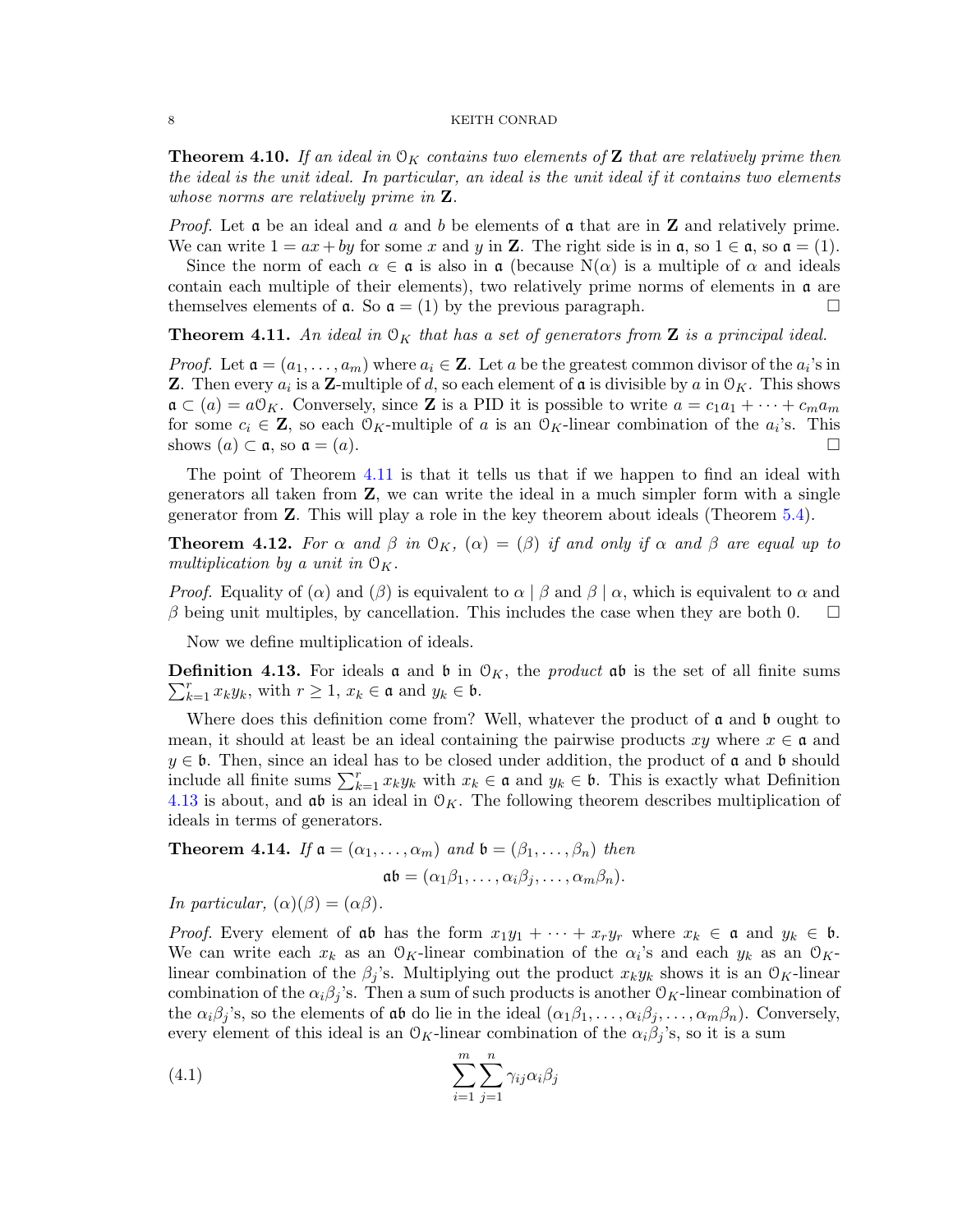**Theorem 4.10.** *If an ideal in $\mathcal{O}_K$ contains two elements of* $\mathbf{Z}$ *that are relatively prime then the ideal is the unit ideal. In particular, an ideal is the unit ideal if it contains two elements whose norms are relatively prime in* $\mathbf{Z}$.

*Proof.* Let $\mathfrak{a}$ be an ideal and $a$ and $b$ be elements of $\mathfrak{a}$ that are in $\mathbf{Z}$ and relatively prime. We can write $1 = ax + by$ for some $x$ and $y$ in $\mathbf{Z}$. The right side is in $\mathfrak{a}$, so $1 \in \mathfrak{a}$, so $\mathfrak{a} = (1)$.

Since the norm of each $\alpha \in \mathfrak{a}$ is also in $\mathfrak{a}$ (because $\mathrm{N}(\alpha)$ is a multiple of $\alpha$ and ideals contain each multiple of their elements), two relatively prime norms of elements in $\mathfrak{a}$ are themselves elements of $\mathfrak{a}$. So $\mathfrak{a} = (1)$ by the previous paragraph. □

**Theorem 4.11.** *An ideal in $\mathcal{O}_K$ that has a set of generators from* $\mathbf{Z}$ *is a principal ideal.*

*Proof.* Let $\mathfrak{a} = (a_1, \ldots, a_m)$ where $a_i \in \mathbf{Z}$. Let $a$ be the greatest common divisor of the $a_i$'s in $\mathbf{Z}$. Then every $a_i$ is a $\mathbf{Z}$-multiple of $d$, so each element of $\mathfrak{a}$ is divisible by $a$ in $\mathcal{O}_K$. This shows $\mathfrak{a} \subset (a) = a\mathcal{O}_K$. Conversely, since $\mathbf{Z}$ is a PID it is possible to write $a = c_1 a_1 + \cdots + c_m a_m$ for some $c_i \in \mathbf{Z}$, so each $\mathcal{O}_K$-multiple of $a$ is an $\mathcal{O}_K$-linear combination of the $a_i$'s. This shows $(a) \subset \mathfrak{a}$, so $\mathfrak{a} = (a)$. □

The point of Theorem 4.11 is that it tells us that if we happen to find an ideal with generators all taken from $\mathbf{Z}$, we can write the ideal in a much simpler form with a single generator from $\mathbf{Z}$. This will play a role in the key theorem about ideals (Theorem 5.4).

**Theorem 4.12.** *For $\alpha$ and $\beta$ in $\mathcal{O}_K$, $(\alpha) = (\beta)$ if and only if $\alpha$ and $\beta$ are equal up to multiplication by a unit in $\mathcal{O}_K$.*

*Proof.* Equality of $(\alpha)$ and $(\beta)$ is equivalent to $\alpha \mid \beta$ and $\beta \mid \alpha$, which is equivalent to $\alpha$ and $\beta$ being unit multiples, by cancellation. This includes the case when they are both 0. □

Now we define multiplication of ideals.

**Definition 4.13.** For ideals $\mathfrak{a}$ and $\mathfrak{b}$ in $\mathcal{O}_K$, the *product* $\mathfrak{a}\mathfrak{b}$ is the set of all finite sums $\sum_{k=1}^{r} x_k y_k$, with $r \geq 1$, $x_k \in \mathfrak{a}$ and $y_k \in \mathfrak{b}$.

Where does this definition come from? Well, whatever the product of $\mathfrak{a}$ and $\mathfrak{b}$ ought to mean, it should at least be an ideal containing the pairwise products $xy$ where $x \in \mathfrak{a}$ and $y \in \mathfrak{b}$. Then, since an ideal has to be closed under addition, the product of $\mathfrak{a}$ and $\mathfrak{b}$ should include all finite sums $\sum_{k=1}^{r} x_k y_k$ with $x_k \in \mathfrak{a}$ and $y_k \in \mathfrak{b}$. This is exactly what Definition 4.13 is about, and $\mathfrak{a}\mathfrak{b}$ is an ideal in $\mathcal{O}_K$. The following theorem describes multiplication of ideals in terms of generators.

**Theorem 4.14.** *If $\mathfrak{a} = (\alpha_1, \ldots, \alpha_m)$ and $\mathfrak{b} = (\beta_1, \ldots, \beta_n)$ then*

$$\mathfrak{a}\mathfrak{b} = (\alpha_1\beta_1, \ldots, \alpha_i\beta_j, \ldots, \alpha_m\beta_n).$$

*In particular, $(\alpha)(\beta) = (\alpha\beta)$.*

*Proof.* Every element of $\mathfrak{a}\mathfrak{b}$ has the form $x_1 y_1 + \cdots + x_r y_r$ where $x_k \in \mathfrak{a}$ and $y_k \in \mathfrak{b}$. We can write each $x_k$ as an $\mathcal{O}_K$-linear combination of the $\alpha_i$'s and each $y_k$ as an $\mathcal{O}_K$-linear combination of the $\beta_j$'s. Multiplying out the product $x_k y_k$ shows it is an $\mathcal{O}_K$-linear combination of the $\alpha_i\beta_j$'s. Then a sum of such products is another $\mathcal{O}_K$-linear combination of the $\alpha_i\beta_j$'s, so the elements of $\mathfrak{a}\mathfrak{b}$ do lie in the ideal $(\alpha_1\beta_1, \ldots, \alpha_i\beta_j, \ldots, \alpha_m\beta_n)$. Conversely, every element of this ideal is an $\mathcal{O}_K$-linear combination of the $\alpha_i\beta_j$'s, so it is a sum

$$\sum_{i=1}^{m} \sum_{j=1}^{n} \gamma_{ij}\alpha_i\beta_j \tag{4.1}$$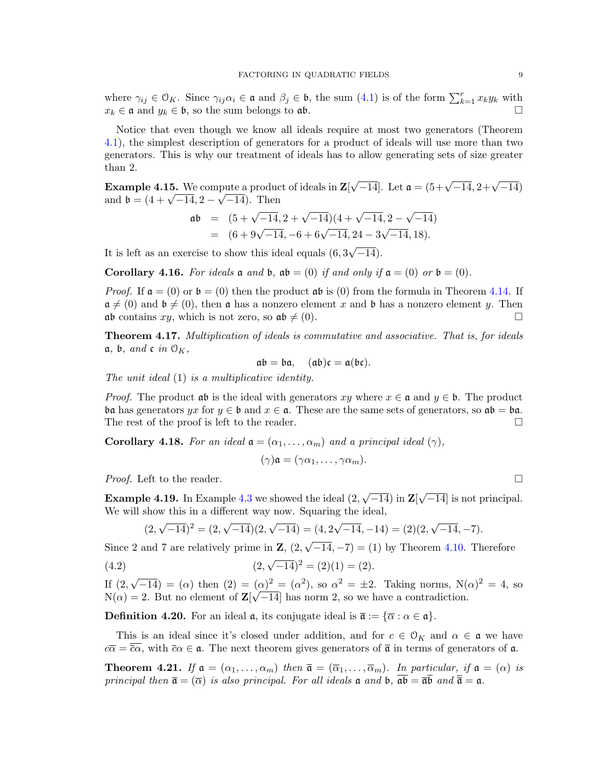where $\gamma_{ij} \in \mathcal{O}_K$. Since $\gamma_{ij}\alpha_i \in \mathfrak{a}$ and $\beta_j \in \mathfrak{b}$, the sum (4.1) is of the form $\sum_{k=1}^r x_k y_k$ with $x_k \in \mathfrak{a}$ and $y_k \in \mathfrak{b}$, so the sum belongs to $\mathfrak{ab}$. □

Notice that even though we know all ideals require at most two generators (Theorem 4.1), the simplest description of generators for a product of ideals will use more than two generators. This is why our treatment of ideals has to allow generating sets of size greater than 2.

**Example 4.15.** We compute a product of ideals in $\mathbf{Z}[\sqrt{-14}]$. Let $\mathfrak{a} = (5+\sqrt{-14}, 2+\sqrt{-14})$ and $\mathfrak{b} = (4+\sqrt{-14}, 2-\sqrt{-14})$. Then

$$\begin{aligned}\mathfrak{ab} &= (5+\sqrt{-14}, 2+\sqrt{-14})(4+\sqrt{-14}, 2-\sqrt{-14}) \\ &= (6+9\sqrt{-14}, -6+6\sqrt{-14}, 24-3\sqrt{-14}, 18).\end{aligned}$$

It is left as an exercise to show this ideal equals $(6, 3\sqrt{-14})$.

**Corollary 4.16.** *For ideals $\mathfrak{a}$ and $\mathfrak{b}$, $\mathfrak{ab} = (0)$ if and only if $\mathfrak{a} = (0)$ or $\mathfrak{b} = (0)$.*

*Proof.* If $\mathfrak{a} = (0)$ or $\mathfrak{b} = (0)$ then the product $\mathfrak{ab}$ is $(0)$ from the formula in Theorem 4.14. If $\mathfrak{a} \neq (0)$ and $\mathfrak{b} \neq (0)$, then $\mathfrak{a}$ has a nonzero element $x$ and $\mathfrak{b}$ has a nonzero element $y$. Then $\mathfrak{ab}$ contains $xy$, which is not zero, so $\mathfrak{ab} \neq (0)$. □

**Theorem 4.17.** *Multiplication of ideals is commutative and associative. That is, for ideals $\mathfrak{a}$, $\mathfrak{b}$, and $\mathfrak{c}$ in $\mathcal{O}_K$,*

$$\mathfrak{ab} = \mathfrak{ba}, \quad (\mathfrak{ab})\mathfrak{c} = \mathfrak{a}(\mathfrak{bc}).$$

*The unit ideal $(1)$ is a multiplicative identity.*

*Proof.* The product $\mathfrak{ab}$ is the ideal with generators $xy$ where $x \in \mathfrak{a}$ and $y \in \mathfrak{b}$. The product $\mathfrak{ba}$ has generators $yx$ for $y \in \mathfrak{b}$ and $x \in \mathfrak{a}$. These are the same sets of generators, so $\mathfrak{ab} = \mathfrak{ba}$. The rest of the proof is left to the reader. □

**Corollary 4.18.** *For an ideal $\mathfrak{a} = (\alpha_1, \ldots, \alpha_m)$ and a principal ideal $(\gamma)$,*

$$(\gamma)\mathfrak{a} = (\gamma\alpha_1, \ldots, \gamma\alpha_m).$$

*Proof.* Left to the reader. □

**Example 4.19.** In Example 4.3 we showed the ideal $(2, \sqrt{-14})$ in $\mathbf{Z}[\sqrt{-14}]$ is not principal. We will show this in a different way now. Squaring the ideal,

$$(2, \sqrt{-14})^2 = (2, \sqrt{-14})(2, \sqrt{-14}) = (4, 2\sqrt{-14}, -14) = (2)(2, \sqrt{-14}, -7).$$

Since 2 and 7 are relatively prime in $\mathbf{Z}$, $(2, \sqrt{-14}, -7) = (1)$ by Theorem 4.10. Therefore

$$(2, \sqrt{-14})^2 = (2)(1) = (2). \tag{4.2}$$

If $(2, \sqrt{-14}) = (\alpha)$ then $(2) = (\alpha)^2 = (\alpha^2)$, so $\alpha^2 = \pm 2$. Taking norms, $\mathrm{N}(\alpha)^2 = 4$, so $\mathrm{N}(\alpha) = 2$. But no element of $\mathbf{Z}[\sqrt{-14}]$ has norm 2, so we have a contradiction.

**Definition 4.20.** For an ideal $\mathfrak{a}$, its conjugate ideal is $\overline{\mathfrak{a}} := \{\overline{\alpha} : \alpha \in \mathfrak{a}\}$.

This is an ideal since it's closed under addition, and for $c \in \mathcal{O}_K$ and $\alpha \in \mathfrak{a}$ we have $c\overline{\alpha} = \overline{\overline{c}\alpha}$, with $\overline{c}\alpha \in \mathfrak{a}$. The next theorem gives generators of $\overline{\mathfrak{a}}$ in terms of generators of $\mathfrak{a}$.

**Theorem 4.21.** *If $\mathfrak{a} = (\alpha_1, \ldots, \alpha_m)$ then $\overline{\mathfrak{a}} = (\overline{\alpha}_1, \ldots, \overline{\alpha}_m)$. In particular, if $\mathfrak{a} = (\alpha)$ is principal then $\overline{\mathfrak{a}} = (\overline{\alpha})$ is also principal. For all ideals $\mathfrak{a}$ and $\mathfrak{b}$, $\overline{\mathfrak{ab}} = \overline{\mathfrak{a}}\,\overline{\mathfrak{b}}$ and $\overline{\overline{\mathfrak{a}}} = \mathfrak{a}$.*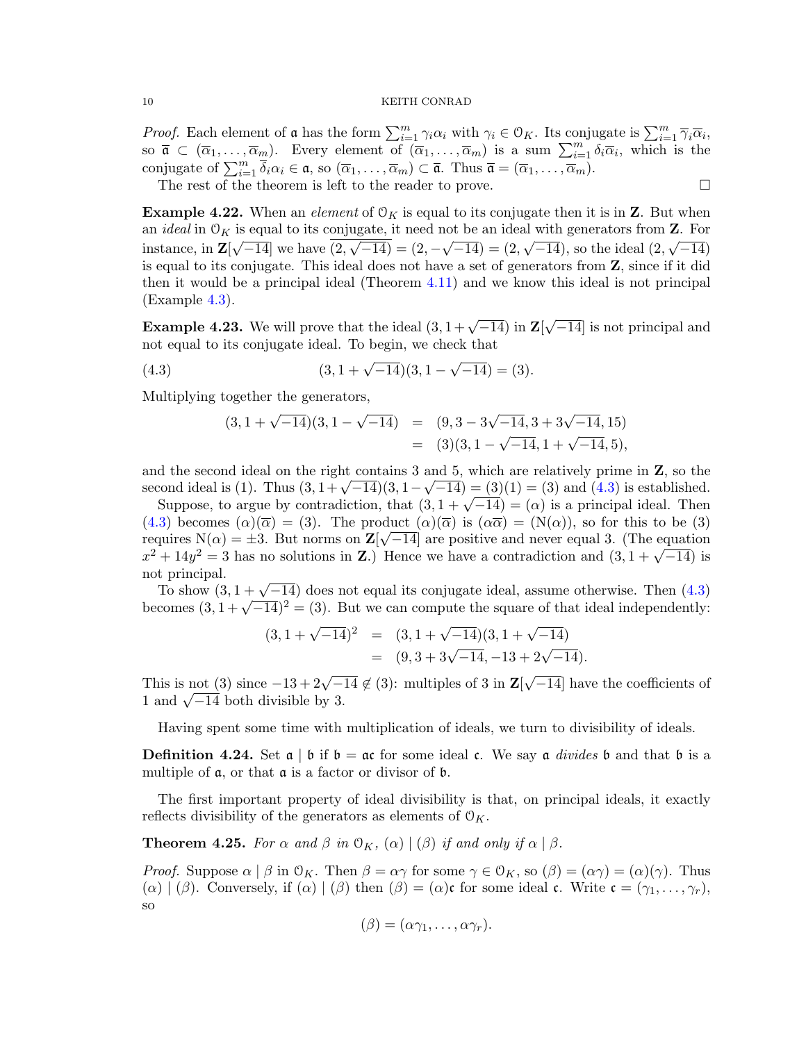*Proof.* Each element of $\mathfrak{a}$ has the form $\sum_{i=1}^m \gamma_i\alpha_i$ with $\gamma_i \in \mathcal{O}_K$. Its conjugate is $\sum_{i=1}^m \overline{\gamma}_i\overline{\alpha}_i$, so $\overline{\mathfrak{a}} \subset (\overline{\alpha}_1, \dots, \overline{\alpha}_m)$. Every element of $(\overline{\alpha}_1, \dots, \overline{\alpha}_m)$ is a sum $\sum_{i=1}^m \delta_i\overline{\alpha}_i$, which is the conjugate of $\sum_{i=1}^m \overline{\delta}_i\alpha_i \in \mathfrak{a}$, so $(\overline{\alpha}_1, \dots, \overline{\alpha}_m) \subset \overline{\mathfrak{a}}$. Thus $\overline{\mathfrak{a}} = (\overline{\alpha}_1, \dots, \overline{\alpha}_m)$.

The rest of the theorem is left to the reader to prove. □

**Example 4.22.** When an *element* of $\mathcal{O}_K$ is equal to its conjugate then it is in $\mathbf{Z}$. But when an *ideal* in $\mathcal{O}_K$ is equal to its conjugate, it need not be an ideal with generators from $\mathbf{Z}$. For instance, in $\mathbf{Z}[\sqrt{-14}]$ we have $\overline{(2, \sqrt{-14})} = (2, -\sqrt{-14}) = (2, \sqrt{-14})$, so the ideal $(2, \sqrt{-14})$ is equal to its conjugate. This ideal does not have a set of generators from $\mathbf{Z}$, since if it did then it would be a principal ideal (Theorem 4.11) and we know this ideal is not principal (Example 4.3).

**Example 4.23.** We will prove that the ideal $(3, 1 + \sqrt{-14})$ in $\mathbf{Z}[\sqrt{-14}]$ is not principal and not equal to its conjugate ideal. To begin, we check that

$$(3, 1 + \sqrt{-14})(3, 1 - \sqrt{-14}) = (3). \tag{4.3}$$

Multiplying together the generators,

$$\begin{aligned}
(3, 1 + \sqrt{-14})(3, 1 - \sqrt{-14}) &= (9, 3 - 3\sqrt{-14}, 3 + 3\sqrt{-14}, 15) \\
&= (3)(3, 1 - \sqrt{-14}, 1 + \sqrt{-14}, 5),
\end{aligned}$$

and the second ideal on the right contains 3 and 5, which are relatively prime in $\mathbf{Z}$, so the second ideal is (1). Thus $(3, 1 + \sqrt{-14})(3, 1 - \sqrt{-14}) = (3)(1) = (3)$ and (4.3) is established.

Suppose, to argue by contradiction, that $(3, 1 + \sqrt{-14}) = (\alpha)$ is a principal ideal. Then (4.3) becomes $(\alpha)(\overline{\alpha}) = (3)$. The product $(\alpha)(\overline{\alpha})$ is $(\alpha\overline{\alpha}) = (\mathrm{N}(\alpha))$, so for this to be (3) requires $\mathrm{N}(\alpha) = \pm 3$. But norms on $\mathbf{Z}[\sqrt{-14}]$ are positive and never equal 3. (The equation $x^2 + 14y^2 = 3$ has no solutions in $\mathbf{Z}$.) Hence we have a contradiction and $(3, 1 + \sqrt{-14})$ is not principal.

To show $(3, 1 + \sqrt{-14})$ does not equal its conjugate ideal, assume otherwise. Then (4.3) becomes $(3, 1 + \sqrt{-14})^2 = (3)$. But we can compute the square of that ideal independently:

$$\begin{aligned}
(3, 1 + \sqrt{-14})^2 &= (3, 1 + \sqrt{-14})(3, 1 + \sqrt{-14}) \\
&= (9, 3 + 3\sqrt{-14}, -13 + 2\sqrt{-14}).
\end{aligned}$$

This is not (3) since $-13 + 2\sqrt{-14} \notin (3)$: multiples of 3 in $\mathbf{Z}[\sqrt{-14}]$ have the coefficients of 1 and $\sqrt{-14}$ both divisible by 3.

Having spent some time with multiplication of ideals, we turn to divisibility of ideals.

**Definition 4.24.** Set $\mathfrak{a} \mid \mathfrak{b}$ if $\mathfrak{b} = \mathfrak{a}\mathfrak{c}$ for some ideal $\mathfrak{c}$. We say $\mathfrak{a}$ *divides* $\mathfrak{b}$ and that $\mathfrak{b}$ is a multiple of $\mathfrak{a}$, or that $\mathfrak{a}$ is a factor or divisor of $\mathfrak{b}$.

The first important property of ideal divisibility is that, on principal ideals, it exactly reflects divisibility of the generators as elements of $\mathcal{O}_K$.

**Theorem 4.25.** *For $\alpha$ and $\beta$ in $\mathcal{O}_K$, $(\alpha) \mid (\beta)$ if and only if $\alpha \mid \beta$.*

*Proof.* Suppose $\alpha \mid \beta$ in $\mathcal{O}_K$. Then $\beta = \alpha\gamma$ for some $\gamma \in \mathcal{O}_K$, so $(\beta) = (\alpha\gamma) = (\alpha)(\gamma)$. Thus $(\alpha) \mid (\beta)$. Conversely, if $(\alpha) \mid (\beta)$ then $(\beta) = (\alpha)\mathfrak{c}$ for some ideal $\mathfrak{c}$. Write $\mathfrak{c} = (\gamma_1, \dots, \gamma_r)$, so

$$(\beta) = (\alpha\gamma_1, \dots, \alpha\gamma_r).$$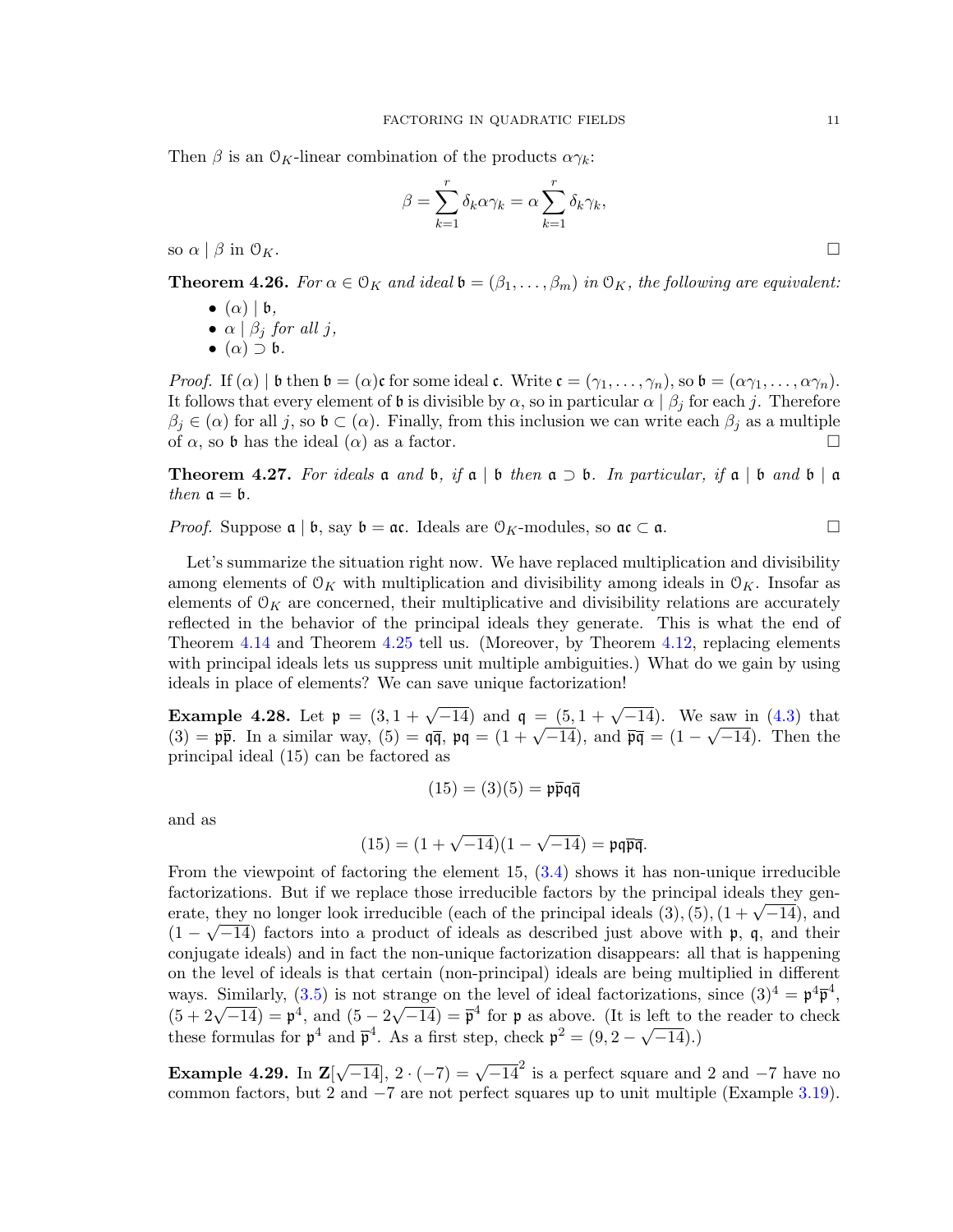Then $\beta$ is an $\mathcal{O}_K$-linear combination of the products $\alpha\gamma_k$:

$$\beta = \sum_{k=1}^{r} \delta_k \alpha \gamma_k = \alpha \sum_{k=1}^{r} \delta_k \gamma_k,$$

so $\alpha \mid \beta$ in $\mathcal{O}_K$. $\square$

**Theorem 4.26.** *For $\alpha \in \mathcal{O}_K$ and ideal $\mathfrak{b} = (\beta_1, \dots, \beta_m)$ in $\mathcal{O}_K$, the following are equivalent:*

- $(\alpha) \mid \mathfrak{b}$,
- $\alpha \mid \beta_j$ *for all* $j$,
- $(\alpha) \supset \mathfrak{b}$.

*Proof.* If $(\alpha) \mid \mathfrak{b}$ then $\mathfrak{b} = (\alpha)\mathfrak{c}$ for some ideal $\mathfrak{c}$. Write $\mathfrak{c} = (\gamma_1, \dots, \gamma_n)$, so $\mathfrak{b} = (\alpha\gamma_1, \dots, \alpha\gamma_n)$. It follows that every element of $\mathfrak{b}$ is divisible by $\alpha$, so in particular $\alpha \mid \beta_j$ for each $j$. Therefore $\beta_j \in (\alpha)$ for all $j$, so $\mathfrak{b} \subset (\alpha)$. Finally, from this inclusion we can write each $\beta_j$ as a multiple of $\alpha$, so $\mathfrak{b}$ has the ideal $(\alpha)$ as a factor. $\square$

**Theorem 4.27.** *For ideals $\mathfrak{a}$ and $\mathfrak{b}$, if $\mathfrak{a} \mid \mathfrak{b}$ then $\mathfrak{a} \supset \mathfrak{b}$. In particular, if $\mathfrak{a} \mid \mathfrak{b}$ and $\mathfrak{b} \mid \mathfrak{a}$ then $\mathfrak{a} = \mathfrak{b}$.*

*Proof.* Suppose $\mathfrak{a} \mid \mathfrak{b}$, say $\mathfrak{b} = \mathfrak{a}\mathfrak{c}$. Ideals are $\mathcal{O}_K$-modules, so $\mathfrak{a}\mathfrak{c} \subset \mathfrak{a}$. $\square$

Let's summarize the situation right now. We have replaced multiplication and divisibility among elements of $\mathcal{O}_K$ with multiplication and divisibility among ideals in $\mathcal{O}_K$. Insofar as elements of $\mathcal{O}_K$ are concerned, their multiplicative and divisibility relations are accurately reflected in the behavior of the principal ideals they generate. This is what the end of Theorem 4.14 and Theorem 4.25 tell us. (Moreover, by Theorem 4.12, replacing elements with principal ideals lets us suppress unit multiple ambiguities.) What do we gain by using ideals in place of elements? We can save unique factorization!

**Example 4.28.** Let $\mathfrak{p} = (3, 1+\sqrt{-14})$ and $\mathfrak{q} = (5, 1+\sqrt{-14})$. We saw in (4.3) that $(3) = \mathfrak{p}\overline{\mathfrak{p}}$. In a similar way, $(5) = \mathfrak{q}\overline{\mathfrak{q}}$, $\mathfrak{p}\mathfrak{q} = (1+\sqrt{-14})$, and $\overline{\mathfrak{p}}\overline{\mathfrak{q}} = (1-\sqrt{-14})$. Then the principal ideal $(15)$ can be factored as

$$(15) = (3)(5) = \mathfrak{p}\overline{\mathfrak{p}}\mathfrak{q}\overline{\mathfrak{q}}$$

and as

$$(15) = (1+\sqrt{-14})(1-\sqrt{-14}) = \mathfrak{p}\mathfrak{q}\overline{\mathfrak{p}}\overline{\mathfrak{q}}.$$

From the viewpoint of factoring the element 15, (3.4) shows it has non-unique irreducible factorizations. But if we replace those irreducible factors by the principal ideals they generate, they no longer look irreducible (each of the principal ideals $(3), (5), (1+\sqrt{-14})$, and $(1-\sqrt{-14})$ factors into a product of ideals as described just above with $\mathfrak{p}$, $\mathfrak{q}$, and their conjugate ideals) and in fact the non-unique factorization disappears: all that is happening on the level of ideals is that certain (non-principal) ideals are being multiplied in different ways. Similarly, (3.5) is not strange on the level of ideal factorizations, since $(3)^4 = \mathfrak{p}^4\overline{\mathfrak{p}}^4$, $(5+2\sqrt{-14}) = \mathfrak{p}^4$, and $(5-2\sqrt{-14}) = \overline{\mathfrak{p}}^4$ for $\mathfrak{p}$ as above. (It is left to the reader to check these formulas for $\mathfrak{p}^4$ and $\overline{\mathfrak{p}}^4$. As a first step, check $\mathfrak{p}^2 = (9, 2-\sqrt{-14})$.)

**Example 4.29.** In $\mathbf{Z}[\sqrt{-14}]$, $2 \cdot (-7) = \sqrt{-14}^2$ is a perfect square and 2 and $-7$ have no common factors, but 2 and $-7$ are not perfect squares up to unit multiple (Example 3.19).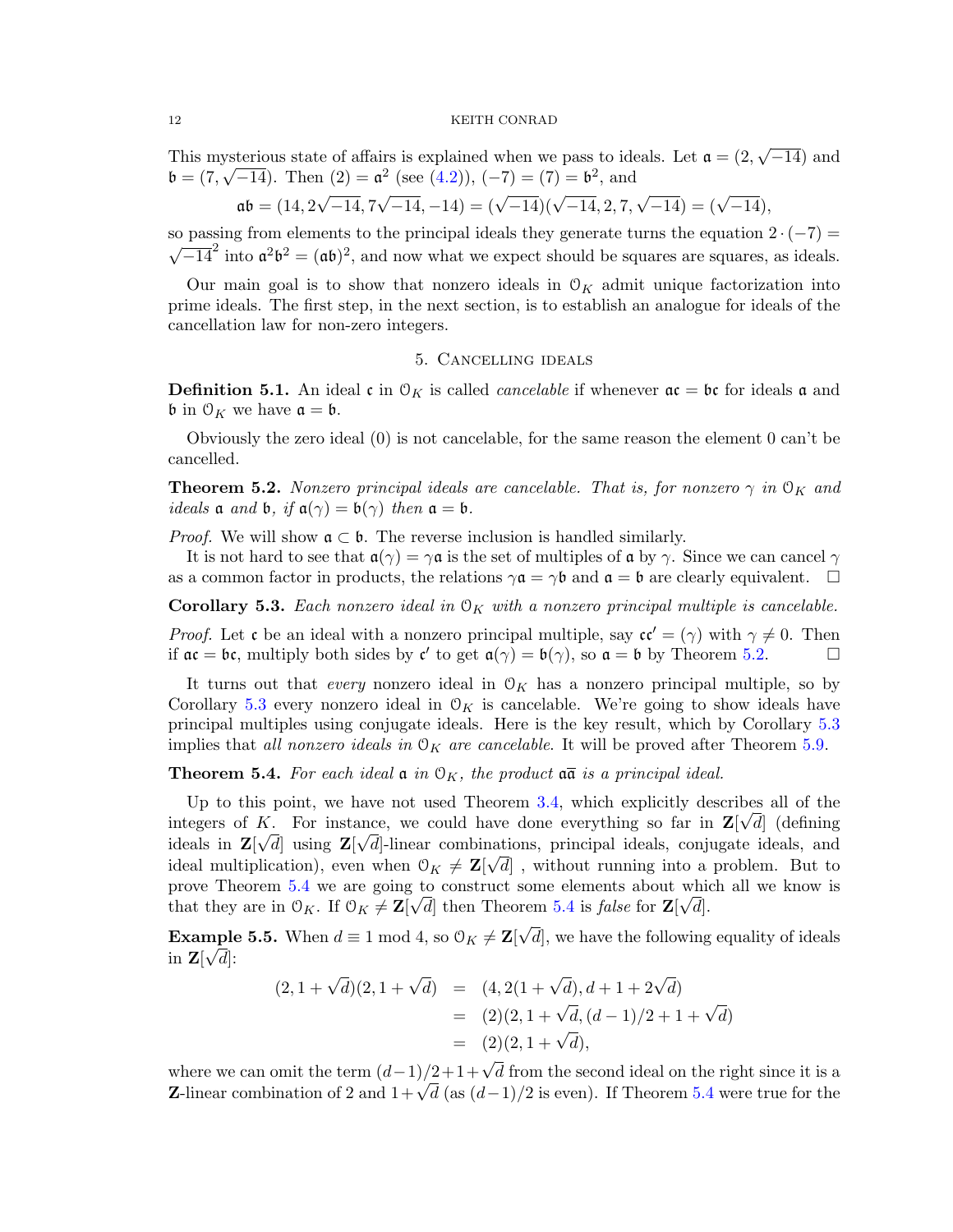This mysterious state of affairs is explained when we pass to ideals. Let $\mathfrak{a} = (2, \sqrt{-14})$ and $\mathfrak{b} = (7, \sqrt{-14})$. Then $(2) = \mathfrak{a}^2$ (see (4.2)), $(-7) = (7) = \mathfrak{b}^2$, and

$$\mathfrak{a}\mathfrak{b} = (14, 2\sqrt{-14}, 7\sqrt{-14}, -14) = (\sqrt{-14})(\sqrt{-14}, 2, 7, \sqrt{-14}) = (\sqrt{-14}),$$

so passing from elements to the principal ideals they generate turns the equation $2 \cdot (-7) = \sqrt{-14}^2$ into $\mathfrak{a}^2\mathfrak{b}^2 = (\mathfrak{a}\mathfrak{b})^2$, and now what we expect should be squares are squares, as ideals.

Our main goal is to show that nonzero ideals in $\mathcal{O}_K$ admit unique factorization into prime ideals. The first step, in the next section, is to establish an analogue for ideals of the cancellation law for non-zero integers.

## 5. Cancelling ideals

**Definition 5.1.** An ideal $\mathfrak{c}$ in $\mathcal{O}_K$ is called *cancelable* if whenever $\mathfrak{a}\mathfrak{c} = \mathfrak{b}\mathfrak{c}$ for ideals $\mathfrak{a}$ and $\mathfrak{b}$ in $\mathcal{O}_K$ we have $\mathfrak{a} = \mathfrak{b}$.

Obviously the zero ideal (0) is not cancelable, for the same reason the element 0 can't be cancelled.

**Theorem 5.2.** *Nonzero principal ideals are cancelable. That is, for nonzero $\gamma$ in $\mathcal{O}_K$ and ideals $\mathfrak{a}$ and $\mathfrak{b}$, if $\mathfrak{a}(\gamma) = \mathfrak{b}(\gamma)$ then $\mathfrak{a} = \mathfrak{b}$.*

*Proof.* We will show $\mathfrak{a} \subset \mathfrak{b}$. The reverse inclusion is handled similarly.

It is not hard to see that $\mathfrak{a}(\gamma) = \gamma\mathfrak{a}$ is the set of multiples of $\mathfrak{a}$ by $\gamma$. Since we can cancel $\gamma$ as a common factor in products, the relations $\gamma\mathfrak{a} = \gamma\mathfrak{b}$ and $\mathfrak{a} = \mathfrak{b}$ are clearly equivalent. □

**Corollary 5.3.** *Each nonzero ideal in $\mathcal{O}_K$ with a nonzero principal multiple is cancelable.*

*Proof.* Let $\mathfrak{c}$ be an ideal with a nonzero principal multiple, say $\mathfrak{c}\mathfrak{c}' = (\gamma)$ with $\gamma \neq 0$. Then if $\mathfrak{a}\mathfrak{c} = \mathfrak{b}\mathfrak{c}$, multiply both sides by $\mathfrak{c}'$ to get $\mathfrak{a}(\gamma) = \mathfrak{b}(\gamma)$, so $\mathfrak{a} = \mathfrak{b}$ by Theorem 5.2. □

It turns out that *every* nonzero ideal in $\mathcal{O}_K$ has a nonzero principal multiple, so by Corollary 5.3 every nonzero ideal in $\mathcal{O}_K$ is cancelable. We're going to show ideals have principal multiples using conjugate ideals. Here is the key result, which by Corollary 5.3 implies that *all nonzero ideals in $\mathcal{O}_K$ are cancelable.* It will be proved after Theorem 5.9.

**Theorem 5.4.** *For each ideal $\mathfrak{a}$ in $\mathcal{O}_K$, the product $\mathfrak{a}\overline{\mathfrak{a}}$ is a principal ideal.*

Up to this point, we have not used Theorem 3.4, which explicitly describes all of the integers of $K$. For instance, we could have done everything so far in $\mathbf{Z}[\sqrt{d}]$ (defining ideals in $\mathbf{Z}[\sqrt{d}]$ using $\mathbf{Z}[\sqrt{d}]$-linear combinations, principal ideals, conjugate ideals, and ideal multiplication), even when $\mathcal{O}_K \neq \mathbf{Z}[\sqrt{d}]$ , without running into a problem. But to prove Theorem 5.4 we are going to construct some elements about which all we know is that they are in $\mathcal{O}_K$. If $\mathcal{O}_K \neq \mathbf{Z}[\sqrt{d}]$ then Theorem 5.4 is *false* for $\mathbf{Z}[\sqrt{d}]$.

**Example 5.5.** When $d \equiv 1 \bmod 4$, so $\mathcal{O}_K \neq \mathbf{Z}[\sqrt{d}]$, we have the following equality of ideals in $\mathbf{Z}[\sqrt{d}]$:

$$\begin{aligned}
(2, 1+\sqrt{d})(2, 1+\sqrt{d}) &= (4, 2(1+\sqrt{d}), d+1+2\sqrt{d}) \\
&= (2)(2, 1+\sqrt{d}, (d-1)/2+1+\sqrt{d}) \\
&= (2)(2, 1+\sqrt{d}),
\end{aligned}$$

where we can omit the term $(d-1)/2+1+\sqrt{d}$ from the second ideal on the right since it is a $\mathbf{Z}$-linear combination of 2 and $1+\sqrt{d}$ (as $(d-1)/2$ is even). If Theorem 5.4 were true for the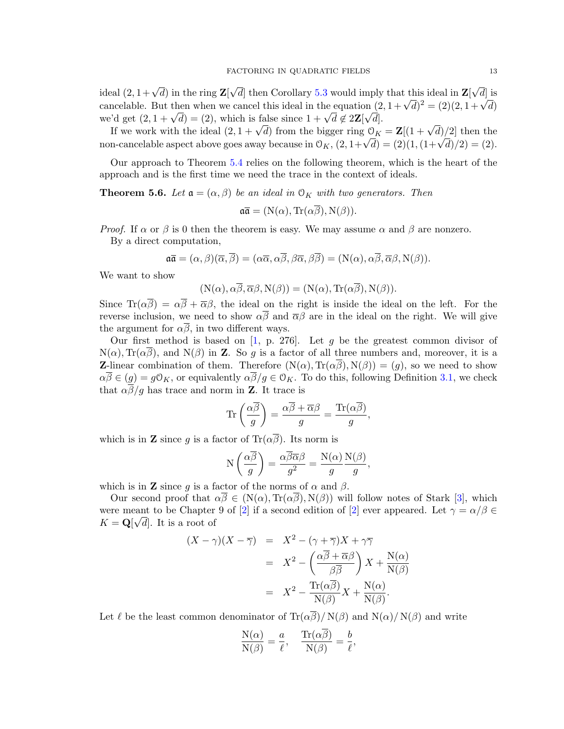ideal $(2, 1+\sqrt{d})$ in the ring $\mathbf{Z}[\sqrt{d}]$ then Corollary 5.3 would imply that this ideal in $\mathbf{Z}[\sqrt{d}]$ is cancelable. But then when we cancel this ideal in the equation $(2, 1+\sqrt{d})^2 = (2)(2, 1+\sqrt{d})$ we'd get $(2, 1+\sqrt{d}) = (2)$, which is false since $1+\sqrt{d} \notin 2\mathbf{Z}[\sqrt{d}]$.

If we work with the ideal $(2, 1+\sqrt{d})$ from the bigger ring $\mathcal{O}_K = \mathbf{Z}[(1+\sqrt{d})/2]$ then the non-cancelable aspect above goes away because in $\mathcal{O}_K$, $(2, 1+\sqrt{d}) = (2)(1, (1+\sqrt{d})/2) = (2)$.

Our approach to Theorem 5.4 relies on the following theorem, which is the heart of the approach and is the first time we need the trace in the context of ideals.

**Theorem 5.6.** *Let $\mathfrak{a} = (\alpha, \beta)$ be an ideal in $\mathcal{O}_K$ with two generators. Then*

$$\mathfrak{a}\overline{\mathfrak{a}} = (\mathrm{N}(\alpha), \mathrm{Tr}(\alpha\overline{\beta}), \mathrm{N}(\beta)).$$

*Proof.* If $\alpha$ or $\beta$ is 0 then the theorem is easy. We may assume $\alpha$ and $\beta$ are nonzero.

By a direct computation,

$$\mathfrak{a}\overline{\mathfrak{a}} = (\alpha, \beta)(\overline{\alpha}, \overline{\beta}) = (\alpha\overline{\alpha}, \alpha\overline{\beta}, \beta\overline{\alpha}, \beta\overline{\beta}) = (\mathrm{N}(\alpha), \alpha\overline{\beta}, \overline{\alpha}\beta, \mathrm{N}(\beta)).$$

We want to show

$$(\mathrm{N}(\alpha), \alpha\overline{\beta}, \overline{\alpha}\beta, \mathrm{N}(\beta)) = (\mathrm{N}(\alpha), \mathrm{Tr}(\alpha\overline{\beta}), \mathrm{N}(\beta)).$$

Since $\mathrm{Tr}(\alpha\overline{\beta}) = \alpha\overline{\beta} + \overline{\alpha}\beta$, the ideal on the right is inside the ideal on the left. For the reverse inclusion, we need to show $\alpha\overline{\beta}$ and $\overline{\alpha}\beta$ are in the ideal on the right. We will give the argument for $\alpha\overline{\beta}$, in two different ways.

Our first method is based on [1, p. 276]. Let $g$ be the greatest common divisor of $\mathrm{N}(\alpha)$, $\mathrm{Tr}(\alpha\overline{\beta})$, and $\mathrm{N}(\beta)$ in $\mathbf{Z}$. So $g$ is a factor of all three numbers and, moreover, it is a $\mathbf{Z}$-linear combination of them. Therefore $(\mathrm{N}(\alpha), \mathrm{Tr}(\alpha\overline{\beta}), \mathrm{N}(\beta)) = (g)$, so we need to show $\alpha\overline{\beta} \in (g) = g\mathcal{O}_K$, or equivalently $\alpha\overline{\beta}/g \in \mathcal{O}_K$. To do this, following Definition 3.1, we check that $\alpha\overline{\beta}/g$ has trace and norm in $\mathbf{Z}$. It trace is

$$\mathrm{Tr}\left(\frac{\alpha\overline{\beta}}{g}\right) = \frac{\alpha\overline{\beta} + \overline{\alpha}\beta}{g} = \frac{\mathrm{Tr}(\alpha\overline{\beta})}{g},$$

which is in $\mathbf{Z}$ since $g$ is a factor of $\mathrm{Tr}(\alpha\overline{\beta})$. Its norm is

$$\mathrm{N}\left(\frac{\alpha\overline{\beta}}{g}\right) = \frac{\alpha\overline{\beta}\overline{\alpha}\beta}{g^2} = \frac{\mathrm{N}(\alpha)}{g}\frac{\mathrm{N}(\beta)}{g},$$

which is in $\mathbf{Z}$ since $g$ is a factor of the norms of $\alpha$ and $\beta$.

Our second proof that $\alpha\overline{\beta} \in (\mathrm{N}(\alpha), \mathrm{Tr}(\alpha\overline{\beta}), \mathrm{N}(\beta))$ will follow notes of Stark [3], which were meant to be Chapter 9 of [2] if a second edition of [2] ever appeared. Let $\gamma = \alpha/\beta \in K = \mathbf{Q}[\sqrt{d}]$. It is a root of

$$\begin{aligned}
(X-\gamma)(X-\overline{\gamma}) &= X^2 - (\gamma + \overline{\gamma})X + \gamma\overline{\gamma} \\
&= X^2 - \left(\frac{\alpha\overline{\beta} + \overline{\alpha}\beta}{\beta\overline{\beta}}\right)X + \frac{\mathrm{N}(\alpha)}{\mathrm{N}(\beta)} \\
&= X^2 - \frac{\mathrm{Tr}(\alpha\overline{\beta})}{\mathrm{N}(\beta)}X + \frac{\mathrm{N}(\alpha)}{\mathrm{N}(\beta)}.
\end{aligned}$$

Let $\ell$ be the least common denominator of $\mathrm{Tr}(\alpha\overline{\beta})/\mathrm{N}(\beta)$ and $\mathrm{N}(\alpha)/\mathrm{N}(\beta)$ and write

$$\frac{\mathrm{N}(\alpha)}{\mathrm{N}(\beta)} = \frac{a}{\ell}, \quad \frac{\mathrm{Tr}(\alpha\overline{\beta})}{\mathrm{N}(\beta)} = \frac{b}{\ell},$$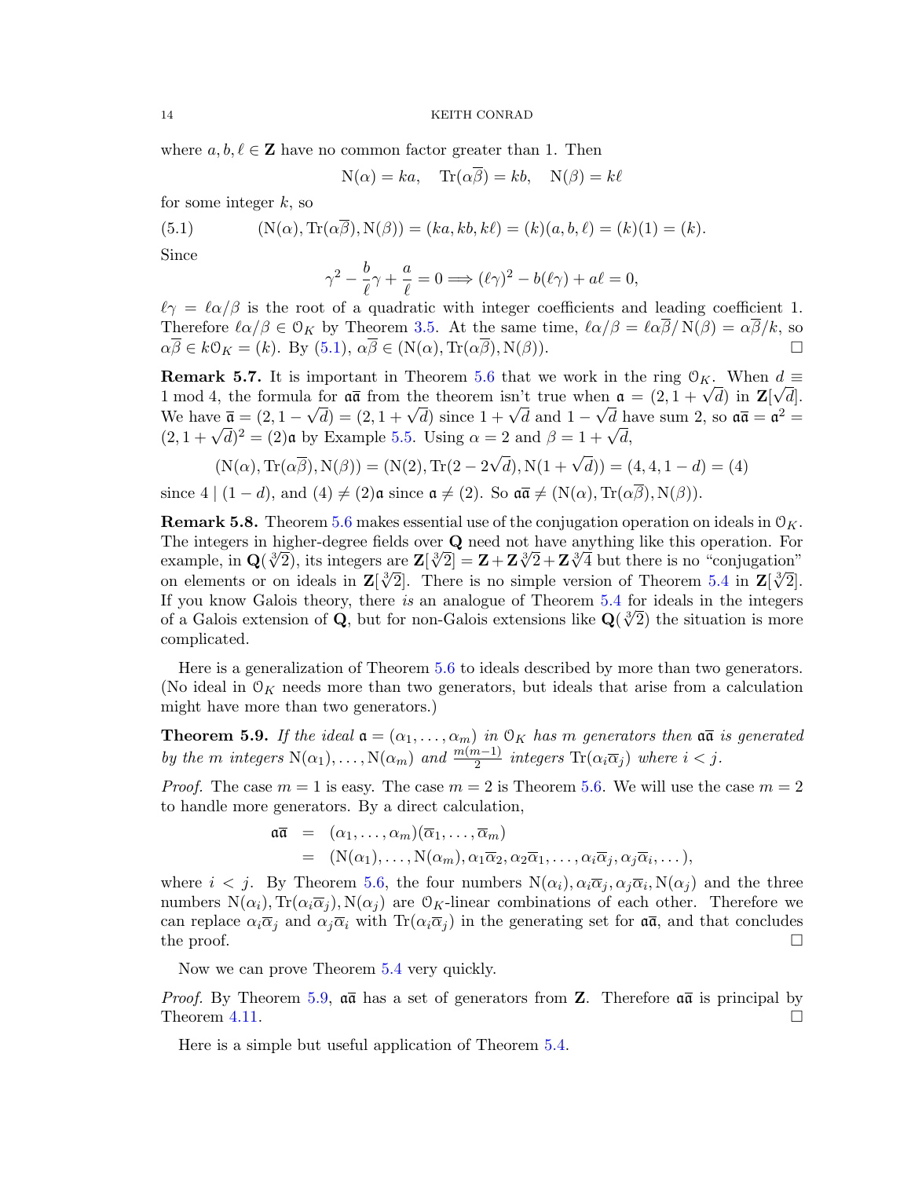where $a, b, \ell \in \mathbf{Z}$ have no common factor greater than 1. Then

$$\mathrm{N}(\alpha) = ka, \quad \mathrm{Tr}(\alpha\overline{\beta}) = kb, \quad \mathrm{N}(\beta) = k\ell$$

for some integer $k$, so

$$(\mathrm{N}(\alpha), \mathrm{Tr}(\alpha\overline{\beta}), \mathrm{N}(\beta)) = (ka, kb, k\ell) = (k)(a, b, \ell) = (k)(1) = (k). \tag{5.1}$$

Since

$$\gamma^2 - \frac{b}{\ell}\gamma + \frac{a}{\ell} = 0 \Longrightarrow (\ell\gamma)^2 - b(\ell\gamma) + a\ell = 0,$$

$\ell\gamma = \ell\alpha/\beta$ is the root of a quadratic with integer coefficients and leading coefficient 1. Therefore $\ell\alpha/\beta \in \mathcal{O}_K$ by Theorem 3.5. At the same time, $\ell\alpha/\beta = \ell\alpha\overline{\beta}/\mathrm{N}(\beta) = \alpha\overline{\beta}/k$, so $\alpha\overline{\beta} \in k\mathcal{O}_K = (k)$. By (5.1), $\alpha\overline{\beta} \in (\mathrm{N}(\alpha), \mathrm{Tr}(\alpha\overline{\beta}), \mathrm{N}(\beta))$. □

**Remark 5.7.** It is important in Theorem 5.6 that we work in the ring $\mathcal{O}_K$. When $d \equiv 1 \bmod 4$, the formula for $\mathfrak{a}\overline{\mathfrak{a}}$ from the theorem isn't true when $\mathfrak{a} = (2, 1+\sqrt{d})$ in $\mathbf{Z}[\sqrt{d}]$. We have $\overline{\mathfrak{a}} = (2, 1-\sqrt{d}) = (2, 1+\sqrt{d})$ since $1+\sqrt{d}$ and $1-\sqrt{d}$ have sum 2, so $\mathfrak{a}\overline{\mathfrak{a}} = \mathfrak{a}^2 = (2, 1+\sqrt{d})^2 = (2)\mathfrak{a}$ by Example 5.5. Using $\alpha = 2$ and $\beta = 1+\sqrt{d}$,

$$(\mathrm{N}(\alpha), \mathrm{Tr}(\alpha\overline{\beta}), \mathrm{N}(\beta)) = (\mathrm{N}(2), \mathrm{Tr}(2-2\sqrt{d}), \mathrm{N}(1+\sqrt{d})) = (4, 4, 1-d) = (4)$$

since $4 \mid (1-d)$, and $(4) \neq (2)\mathfrak{a}$ since $\mathfrak{a} \neq (2)$. So $\mathfrak{a}\overline{\mathfrak{a}} \neq (\mathrm{N}(\alpha), \mathrm{Tr}(\alpha\overline{\beta}), \mathrm{N}(\beta))$.

**Remark 5.8.** Theorem 5.6 makes essential use of the conjugation operation on ideals in $\mathcal{O}_K$. The integers in higher-degree fields over $\mathbf{Q}$ need not have anything like this operation. For example, in $\mathbf{Q}(\sqrt[3]{2})$, its integers are $\mathbf{Z}[\sqrt[3]{2}] = \mathbf{Z} + \mathbf{Z}\sqrt[3]{2} + \mathbf{Z}\sqrt[3]{4}$ but there is no "conjugation" on elements or on ideals in $\mathbf{Z}[\sqrt[3]{2}]$. There is no simple version of Theorem 5.4 in $\mathbf{Z}[\sqrt[3]{2}]$. If you know Galois theory, there *is* an analogue of Theorem 5.4 for ideals in the integers of a Galois extension of $\mathbf{Q}$, but for non-Galois extensions like $\mathbf{Q}(\sqrt[3]{2})$ the situation is more complicated.

Here is a generalization of Theorem 5.6 to ideals described by more than two generators. (No ideal in $\mathcal{O}_K$ needs more than two generators, but ideals that arise from a calculation might have more than two generators.)

**Theorem 5.9.** *If the ideal $\mathfrak{a} = (\alpha_1, \ldots, \alpha_m)$ in $\mathcal{O}_K$ has $m$ generators then $\mathfrak{a}\overline{\mathfrak{a}}$ is generated by the $m$ integers $\mathrm{N}(\alpha_1), \ldots, \mathrm{N}(\alpha_m)$ and $\frac{m(m-1)}{2}$ integers $\mathrm{Tr}(\alpha_i\overline{\alpha}_j)$ where $i < j$.*

*Proof.* The case $m = 1$ is easy. The case $m = 2$ is Theorem 5.6. We will use the case $m = 2$ to handle more generators. By a direct calculation,

$$\begin{aligned} \mathfrak{a}\overline{\mathfrak{a}} &= (\alpha_1, \ldots, \alpha_m)(\overline{\alpha}_1, \ldots, \overline{\alpha}_m) \\ &= (\mathrm{N}(\alpha_1), \ldots, \mathrm{N}(\alpha_m), \alpha_1\overline{\alpha}_2, \alpha_2\overline{\alpha}_1, \ldots, \alpha_i\overline{\alpha}_j, \alpha_j\overline{\alpha}_i, \ldots), \end{aligned}$$

where $i < j$. By Theorem 5.6, the four numbers $\mathrm{N}(\alpha_i), \alpha_i\overline{\alpha}_j, \alpha_j\overline{\alpha}_i, \mathrm{N}(\alpha_j)$ and the three numbers $\mathrm{N}(\alpha_i), \mathrm{Tr}(\alpha_i\overline{\alpha}_j), \mathrm{N}(\alpha_j)$ are $\mathcal{O}_K$-linear combinations of each other. Therefore we can replace $\alpha_i\overline{\alpha}_j$ and $\alpha_j\overline{\alpha}_i$ with $\mathrm{Tr}(\alpha_i\overline{\alpha}_j)$ in the generating set for $\mathfrak{a}\overline{\mathfrak{a}}$, and that concludes the proof. □

Now we can prove Theorem 5.4 very quickly.

*Proof.* By Theorem 5.9, $\mathfrak{a}\overline{\mathfrak{a}}$ has a set of generators from $\mathbf{Z}$. Therefore $\mathfrak{a}\overline{\mathfrak{a}}$ is principal by Theorem 4.11. □

Here is a simple but useful application of Theorem 5.4.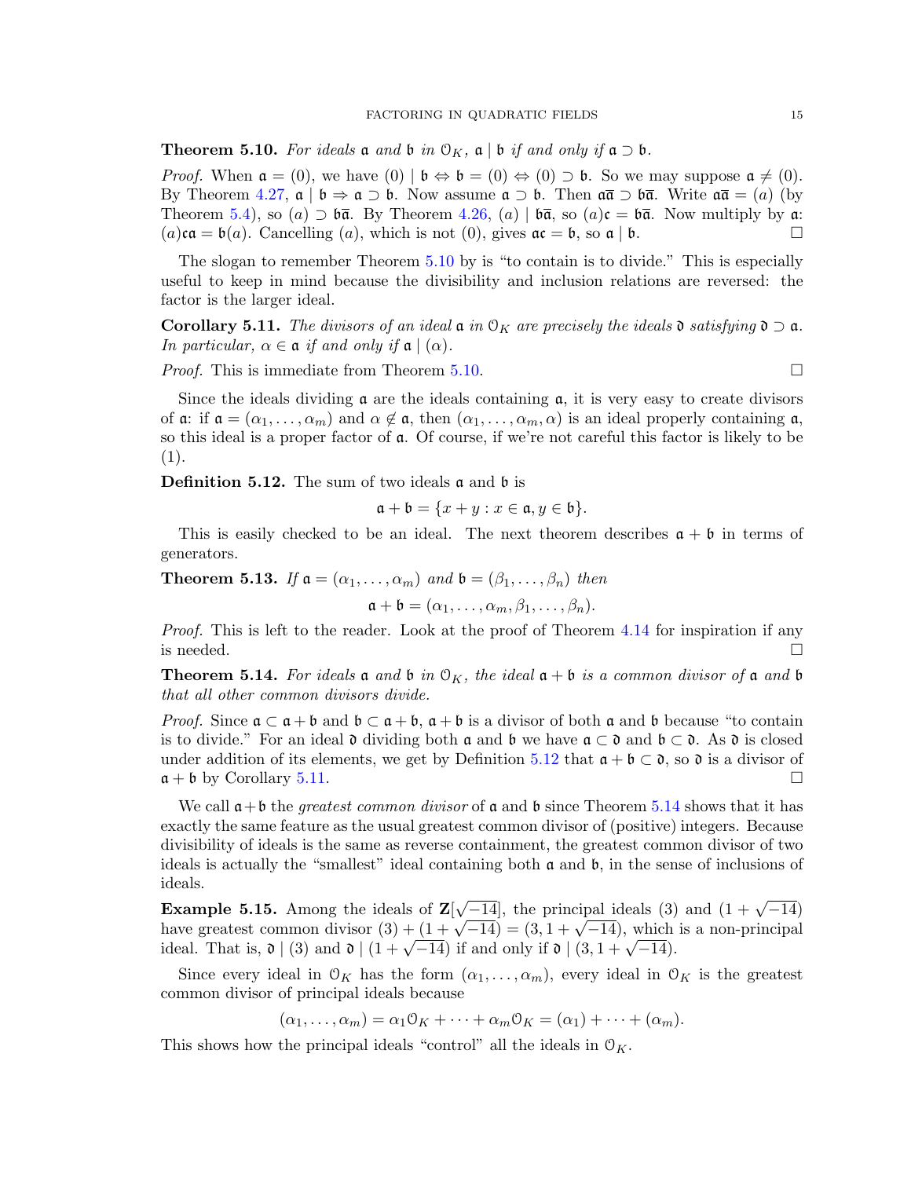**Theorem 5.10.** *For ideals $\mathfrak{a}$ and $\mathfrak{b}$ in $\mathcal{O}_K$, $\mathfrak{a} \mid \mathfrak{b}$ if and only if $\mathfrak{a} \supset \mathfrak{b}$.*

*Proof.* When $\mathfrak{a} = (0)$, we have $(0) \mid \mathfrak{b} \Leftrightarrow \mathfrak{b} = (0) \Leftrightarrow (0) \supset \mathfrak{b}$. So we may suppose $\mathfrak{a} \neq (0)$. By Theorem 4.27, $\mathfrak{a} \mid \mathfrak{b} \Rightarrow \mathfrak{a} \supset \mathfrak{b}$. Now assume $\mathfrak{a} \supset \mathfrak{b}$. Then $\mathfrak{a}\overline{\mathfrak{a}} \supset \mathfrak{b}\overline{\mathfrak{a}}$. Write $\mathfrak{a}\overline{\mathfrak{a}} = (a)$ (by Theorem 5.4), so $(a) \supset \mathfrak{b}\overline{\mathfrak{a}}$. By Theorem 4.26, $(a) \mid \mathfrak{b}\overline{\mathfrak{a}}$, so $(a)\mathfrak{c} = \mathfrak{b}\overline{\mathfrak{a}}$. Now multiply by $\mathfrak{a}$: $(a)\mathfrak{c}\mathfrak{a} = \mathfrak{b}(a)$. Cancelling $(a)$, which is not $(0)$, gives $\mathfrak{a}\mathfrak{c} = \mathfrak{b}$, so $\mathfrak{a} \mid \mathfrak{b}$. $\square$

The slogan to remember Theorem 5.10 by is "to contain is to divide." This is especially useful to keep in mind because the divisibility and inclusion relations are reversed: the factor is the larger ideal.

**Corollary 5.11.** *The divisors of an ideal $\mathfrak{a}$ in $\mathcal{O}_K$ are precisely the ideals $\mathfrak{d}$ satisfying $\mathfrak{d} \supset \mathfrak{a}$. In particular, $\alpha \in \mathfrak{a}$ if and only if $\mathfrak{a} \mid (\alpha)$.*

*Proof.* This is immediate from Theorem 5.10. $\square$

Since the ideals dividing $\mathfrak{a}$ are the ideals containing $\mathfrak{a}$, it is very easy to create divisors of $\mathfrak{a}$: if $\mathfrak{a} = (\alpha_1, \dots, \alpha_m)$ and $\alpha \notin \mathfrak{a}$, then $(\alpha_1, \dots, \alpha_m, \alpha)$ is an ideal properly containing $\mathfrak{a}$, so this ideal is a proper factor of $\mathfrak{a}$. Of course, if we're not careful this factor is likely to be (1).

**Definition 5.12.** The sum of two ideals $\mathfrak{a}$ and $\mathfrak{b}$ is

$$\mathfrak{a} + \mathfrak{b} = \{x + y : x \in \mathfrak{a}, y \in \mathfrak{b}\}.$$

This is easily checked to be an ideal. The next theorem describes $\mathfrak{a} + \mathfrak{b}$ in terms of generators.

**Theorem 5.13.** *If $\mathfrak{a} = (\alpha_1, \dots, \alpha_m)$ and $\mathfrak{b} = (\beta_1, \dots, \beta_n)$ then*

$$\mathfrak{a} + \mathfrak{b} = (\alpha_1, \dots, \alpha_m, \beta_1, \dots, \beta_n).$$

*Proof.* This is left to the reader. Look at the proof of Theorem 4.14 for inspiration if any is needed. $\square$

**Theorem 5.14.** *For ideals $\mathfrak{a}$ and $\mathfrak{b}$ in $\mathcal{O}_K$, the ideal $\mathfrak{a} + \mathfrak{b}$ is a common divisor of $\mathfrak{a}$ and $\mathfrak{b}$ that all other common divisors divide.*

*Proof.* Since $\mathfrak{a} \subset \mathfrak{a} + \mathfrak{b}$ and $\mathfrak{b} \subset \mathfrak{a} + \mathfrak{b}$, $\mathfrak{a} + \mathfrak{b}$ is a divisor of both $\mathfrak{a}$ and $\mathfrak{b}$ because "to contain is to divide." For an ideal $\mathfrak{d}$ dividing both $\mathfrak{a}$ and $\mathfrak{b}$ we have $\mathfrak{a} \subset \mathfrak{d}$ and $\mathfrak{b} \subset \mathfrak{d}$. As $\mathfrak{d}$ is closed under addition of its elements, we get by Definition 5.12 that $\mathfrak{a} + \mathfrak{b} \subset \mathfrak{d}$, so $\mathfrak{d}$ is a divisor of $\mathfrak{a} + \mathfrak{b}$ by Corollary 5.11. $\square$

We call $\mathfrak{a} + \mathfrak{b}$ the *greatest common divisor* of $\mathfrak{a}$ and $\mathfrak{b}$ since Theorem 5.14 shows that it has exactly the same feature as the usual greatest common divisor of (positive) integers. Because divisibility of ideals is the same as reverse containment, the greatest common divisor of two ideals is actually the "smallest" ideal containing both $\mathfrak{a}$ and $\mathfrak{b}$, in the sense of inclusions of ideals.

**Example 5.15.** Among the ideals of $\mathbf{Z}[\sqrt{-14}]$, the principal ideals $(3)$ and $(1 + \sqrt{-14})$ have greatest common divisor $(3) + (1 + \sqrt{-14}) = (3, 1 + \sqrt{-14})$, which is a non-principal ideal. That is, $\mathfrak{d} \mid (3)$ and $\mathfrak{d} \mid (1 + \sqrt{-14})$ if and only if $\mathfrak{d} \mid (3, 1 + \sqrt{-14})$.

Since every ideal in $\mathcal{O}_K$ has the form $(\alpha_1, \dots, \alpha_m)$, every ideal in $\mathcal{O}_K$ is the greatest common divisor of principal ideals because

$$(\alpha_1, \dots, \alpha_m) = \alpha_1\mathcal{O}_K + \dots + \alpha_m\mathcal{O}_K = (\alpha_1) + \dots + (\alpha_m).$$

This shows how the principal ideals "control" all the ideals in $\mathcal{O}_K$.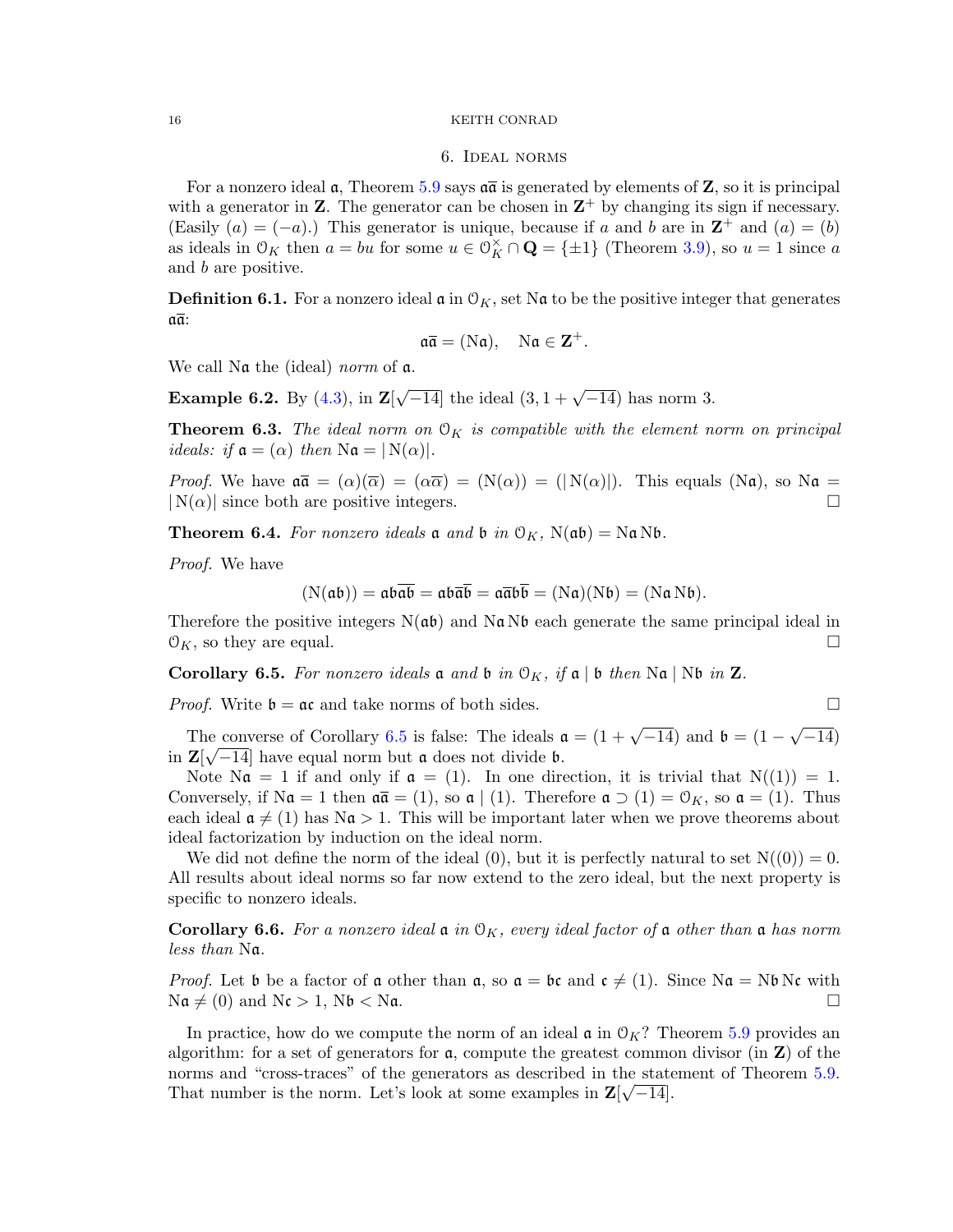## 6. Ideal norms

For a nonzero ideal $\mathfrak{a}$, Theorem 5.9 says $\mathfrak{a}\overline{\mathfrak{a}}$ is generated by elements of $\mathbf{Z}$, so it is principal with a generator in $\mathbf{Z}$. The generator can be chosen in $\mathbf{Z}^+$ by changing its sign if necessary. (Easily $(a) = (-a)$.) This generator is unique, because if $a$ and $b$ are in $\mathbf{Z}^+$ and $(a) = (b)$ as ideals in $\mathcal{O}_K$ then $a = bu$ for some $u \in \mathcal{O}_K^\times \cap \mathbf{Q} = \{\pm 1\}$ (Theorem 3.9), so $u = 1$ since $a$ and $b$ are positive.

**Definition 6.1.** For a nonzero ideal $\mathfrak{a}$ in $\mathcal{O}_K$, set $\mathrm{N}\mathfrak{a}$ to be the positive integer that generates $\mathfrak{a}\overline{\mathfrak{a}}$:

$$\mathfrak{a}\overline{\mathfrak{a}} = (\mathrm{N}\mathfrak{a}), \quad \mathrm{N}\mathfrak{a} \in \mathbf{Z}^+.$$

We call $\mathrm{N}\mathfrak{a}$ the (ideal) *norm* of $\mathfrak{a}$.

**Example 6.2.** By (4.3), in $\mathbf{Z}[\sqrt{-14}]$ the ideal $(3, 1+\sqrt{-14})$ has norm 3.

**Theorem 6.3.** *The ideal norm on $\mathcal{O}_K$ is compatible with the element norm on principal ideals: if $\mathfrak{a} = (\alpha)$ then $\mathrm{N}\mathfrak{a} = |\mathrm{N}(\alpha)|$.*

*Proof.* We have $\mathfrak{a}\overline{\mathfrak{a}} = (\alpha)(\overline{\alpha}) = (\alpha\overline{\alpha}) = (\mathrm{N}(\alpha)) = (|\mathrm{N}(\alpha)|)$. This equals $(\mathrm{N}\mathfrak{a})$, so $\mathrm{N}\mathfrak{a} = |\mathrm{N}(\alpha)|$ since both are positive integers. $\square$

**Theorem 6.4.** *For nonzero ideals $\mathfrak{a}$ and $\mathfrak{b}$ in $\mathcal{O}_K$, $\mathrm{N}(\mathfrak{a}\mathfrak{b}) = \mathrm{N}\mathfrak{a}\,\mathrm{N}\mathfrak{b}$.*

*Proof.* We have

$$(\mathrm{N}(\mathfrak{a}\mathfrak{b})) = \mathfrak{a}\mathfrak{b}\overline{\mathfrak{a}\mathfrak{b}} = \mathfrak{a}\mathfrak{b}\overline{\mathfrak{a}}\overline{\mathfrak{b}} = \mathfrak{a}\overline{\mathfrak{a}}\mathfrak{b}\overline{\mathfrak{b}} = (\mathrm{N}\mathfrak{a})(\mathrm{N}\mathfrak{b}) = (\mathrm{N}\mathfrak{a}\,\mathrm{N}\mathfrak{b}).$$

Therefore the positive integers $\mathrm{N}(\mathfrak{a}\mathfrak{b})$ and $\mathrm{N}\mathfrak{a}\,\mathrm{N}\mathfrak{b}$ each generate the same principal ideal in $\mathcal{O}_K$, so they are equal. $\square$

**Corollary 6.5.** *For nonzero ideals $\mathfrak{a}$ and $\mathfrak{b}$ in $\mathcal{O}_K$, if $\mathfrak{a} \mid \mathfrak{b}$ then $\mathrm{N}\mathfrak{a} \mid \mathrm{N}\mathfrak{b}$ in $\mathbf{Z}$.*

*Proof.* Write $\mathfrak{b} = \mathfrak{a}\mathfrak{c}$ and take norms of both sides. $\square$

The converse of Corollary 6.5 is false: The ideals $\mathfrak{a} = (1+\sqrt{-14})$ and $\mathfrak{b} = (1-\sqrt{-14})$ in $\mathbf{Z}[\sqrt{-14}]$ have equal norm but $\mathfrak{a}$ does not divide $\mathfrak{b}$.

Note $\mathrm{N}\mathfrak{a} = 1$ if and only if $\mathfrak{a} = (1)$. In one direction, it is trivial that $\mathrm{N}((1)) = 1$. Conversely, if $\mathrm{N}\mathfrak{a} = 1$ then $\mathfrak{a}\overline{\mathfrak{a}} = (1)$, so $\mathfrak{a} \mid (1)$. Therefore $\mathfrak{a} \supset (1) = \mathcal{O}_K$, so $\mathfrak{a} = (1)$. Thus each ideal $\mathfrak{a} \neq (1)$ has $\mathrm{N}\mathfrak{a} > 1$. This will be important later when we prove theorems about ideal factorization by induction on the ideal norm.

We did not define the norm of the ideal $(0)$, but it is perfectly natural to set $\mathrm{N}((0)) = 0$. All results about ideal norms so far now extend to the zero ideal, but the next property is specific to nonzero ideals.

**Corollary 6.6.** *For a nonzero ideal $\mathfrak{a}$ in $\mathcal{O}_K$, every ideal factor of $\mathfrak{a}$ other than $\mathfrak{a}$ has norm less than $\mathrm{N}\mathfrak{a}$.*

*Proof.* Let $\mathfrak{b}$ be a factor of $\mathfrak{a}$ other than $\mathfrak{a}$, so $\mathfrak{a} = \mathfrak{b}\mathfrak{c}$ and $\mathfrak{c} \neq (1)$. Since $\mathrm{N}\mathfrak{a} = \mathrm{N}\mathfrak{b}\,\mathrm{N}\mathfrak{c}$ with $\mathrm{N}\mathfrak{a} \neq (0)$ and $\mathrm{N}\mathfrak{c} > 1$, $\mathrm{N}\mathfrak{b} < \mathrm{N}\mathfrak{a}$. $\square$

In practice, how do we compute the norm of an ideal $\mathfrak{a}$ in $\mathcal{O}_K$? Theorem 5.9 provides an algorithm: for a set of generators for $\mathfrak{a}$, compute the greatest common divisor (in $\mathbf{Z}$) of the norms and "cross-traces" of the generators as described in the statement of Theorem 5.9. That number is the norm. Let's look at some examples in $\mathbf{Z}[\sqrt{-14}]$.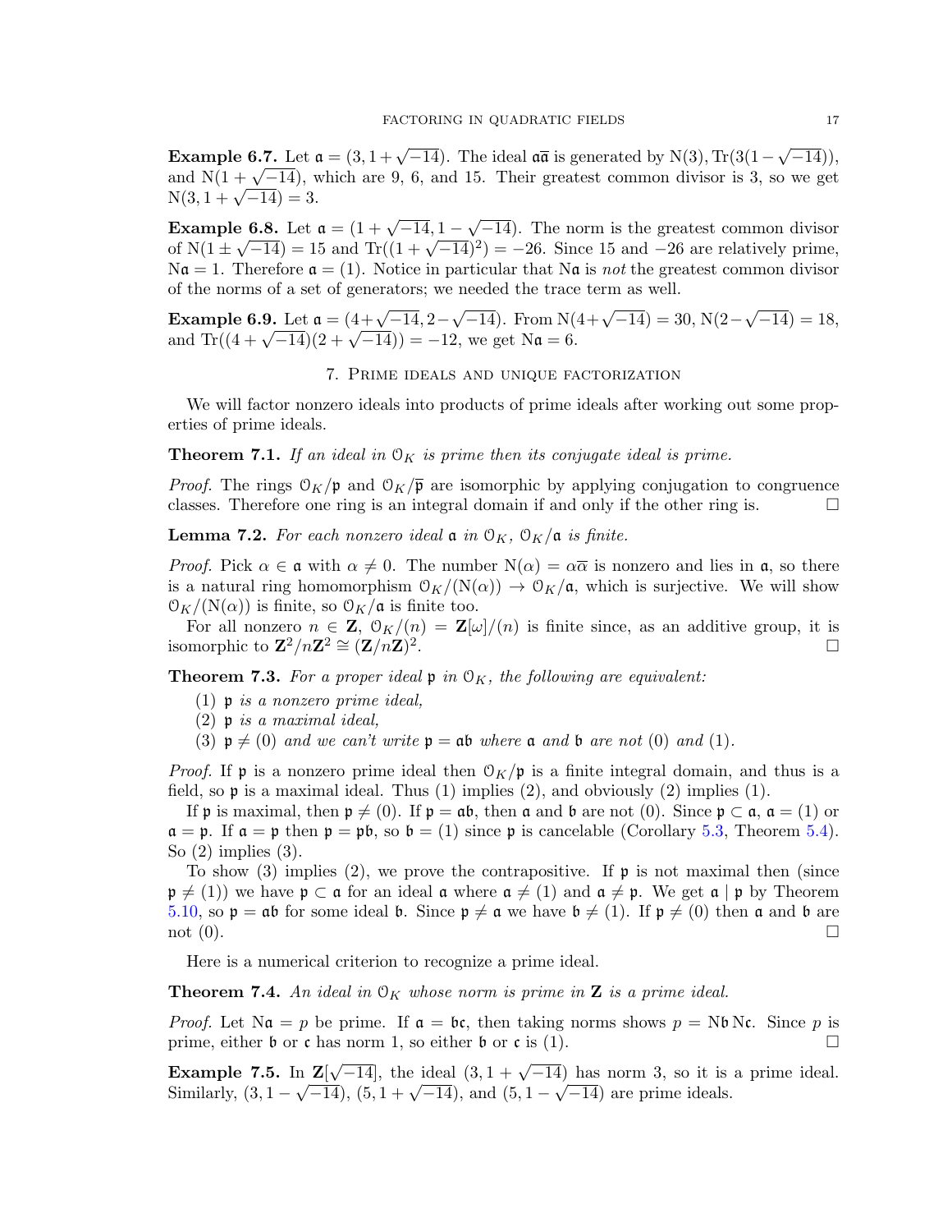**Example 6.7.** Let $\mathfrak{a} = (3, 1+\sqrt{-14})$. The ideal $\mathfrak{a}\overline{\mathfrak{a}}$ is generated by $\mathrm{N}(3), \mathrm{Tr}(3(1-\sqrt{-14}))$, and $\mathrm{N}(1+\sqrt{-14})$, which are 9, 6, and 15. Their greatest common divisor is 3, so we get $\mathrm{N}(3, 1+\sqrt{-14}) = 3$.

**Example 6.8.** Let $\mathfrak{a} = (1+\sqrt{-14}, 1-\sqrt{-14})$. The norm is the greatest common divisor of $\mathrm{N}(1 \pm \sqrt{-14}) = 15$ and $\mathrm{Tr}((1+\sqrt{-14})^2) = -26$. Since 15 and $-26$ are relatively prime, $\mathrm{N}\mathfrak{a} = 1$. Therefore $\mathfrak{a} = (1)$. Notice in particular that $\mathrm{N}\mathfrak{a}$ is *not* the greatest common divisor of the norms of a set of generators; we needed the trace term as well.

**Example 6.9.** Let $\mathfrak{a} = (4+\sqrt{-14}, 2-\sqrt{-14})$. From $\mathrm{N}(4+\sqrt{-14}) = 30$, $\mathrm{N}(2-\sqrt{-14}) = 18$, and $\mathrm{Tr}((4+\sqrt{-14})(2+\sqrt{-14})) = -12$, we get $\mathrm{N}\mathfrak{a} = 6$.

## 7. Prime ideals and unique factorization

We will factor nonzero ideals into products of prime ideals after working out some properties of prime ideals.

**Theorem 7.1.** *If an ideal in $\mathcal{O}_K$ is prime then its conjugate ideal is prime.*

*Proof.* The rings $\mathcal{O}_K/\mathfrak{p}$ and $\mathcal{O}_K/\overline{\mathfrak{p}}$ are isomorphic by applying conjugation to congruence classes. Therefore one ring is an integral domain if and only if the other ring is. $\square$

**Lemma 7.2.** *For each nonzero ideal $\mathfrak{a}$ in $\mathcal{O}_K$, $\mathcal{O}_K/\mathfrak{a}$ is finite.*

*Proof.* Pick $\alpha \in \mathfrak{a}$ with $\alpha \neq 0$. The number $\mathrm{N}(\alpha) = \alpha\overline{\alpha}$ is nonzero and lies in $\mathfrak{a}$, so there is a natural ring homomorphism $\mathcal{O}_K/(\mathrm{N}(\alpha)) \to \mathcal{O}_K/\mathfrak{a}$, which is surjective. We will show $\mathcal{O}_K/(\mathrm{N}(\alpha))$ is finite, so $\mathcal{O}_K/\mathfrak{a}$ is finite too.

For all nonzero $n \in \mathbf{Z}$, $\mathcal{O}_K/(n) = \mathbf{Z}[\omega]/(n)$ is finite since, as an additive group, it is isomorphic to $\mathbf{Z}^2/n\mathbf{Z}^2 \cong (\mathbf{Z}/n\mathbf{Z})^2$. $\square$

**Theorem 7.3.** *For a proper ideal $\mathfrak{p}$ in $\mathcal{O}_K$, the following are equivalent:*

1. *$\mathfrak{p}$ is a nonzero prime ideal,*
2. *$\mathfrak{p}$ is a maximal ideal,*
3. *$\mathfrak{p} \neq (0)$ and we can't write $\mathfrak{p} = \mathfrak{a}\mathfrak{b}$ where $\mathfrak{a}$ and $\mathfrak{b}$ are not $(0)$ and $(1)$.*

*Proof.* If $\mathfrak{p}$ is a nonzero prime ideal then $\mathcal{O}_K/\mathfrak{p}$ is a finite integral domain, and thus is a field, so $\mathfrak{p}$ is a maximal ideal. Thus (1) implies (2), and obviously (2) implies (1).

If $\mathfrak{p}$ is maximal, then $\mathfrak{p} \neq (0)$. If $\mathfrak{p} = \mathfrak{a}\mathfrak{b}$, then $\mathfrak{a}$ and $\mathfrak{b}$ are not $(0)$. Since $\mathfrak{p} \subset \mathfrak{a}$, $\mathfrak{a} = (1)$ or $\mathfrak{a} = \mathfrak{p}$. If $\mathfrak{a} = \mathfrak{p}$ then $\mathfrak{p} = \mathfrak{p}\mathfrak{b}$, so $\mathfrak{b} = (1)$ since $\mathfrak{p}$ is cancelable (Corollary 5.3, Theorem 5.4). So (2) implies (3).

To show (3) implies (2), we prove the contrapositive. If $\mathfrak{p}$ is not maximal then (since $\mathfrak{p} \neq (1)$) we have $\mathfrak{p} \subset \mathfrak{a}$ for an ideal $\mathfrak{a}$ where $\mathfrak{a} \neq (1)$ and $\mathfrak{a} \neq \mathfrak{p}$. We get $\mathfrak{a} \mid \mathfrak{p}$ by Theorem 5.10, so $\mathfrak{p} = \mathfrak{a}\mathfrak{b}$ for some ideal $\mathfrak{b}$. Since $\mathfrak{p} \neq \mathfrak{a}$ we have $\mathfrak{b} \neq (1)$. If $\mathfrak{p} \neq (0)$ then $\mathfrak{a}$ and $\mathfrak{b}$ are not $(0)$. $\square$

Here is a numerical criterion to recognize a prime ideal.

**Theorem 7.4.** *An ideal in $\mathcal{O}_K$ whose norm is prime in $\mathbf{Z}$ is a prime ideal.*

*Proof.* Let $\mathrm{N}\mathfrak{a} = p$ be prime. If $\mathfrak{a} = \mathfrak{b}\mathfrak{c}$, then taking norms shows $p = \mathrm{N}\mathfrak{b}\,\mathrm{N}\mathfrak{c}$. Since $p$ is prime, either $\mathfrak{b}$ or $\mathfrak{c}$ has norm 1, so either $\mathfrak{b}$ or $\mathfrak{c}$ is $(1)$. $\square$

**Example 7.5.** In $\mathbf{Z}[\sqrt{-14}]$, the ideal $(3, 1+\sqrt{-14})$ has norm 3, so it is a prime ideal. Similarly, $(3, 1-\sqrt{-14})$, $(5, 1+\sqrt{-14})$, and $(5, 1-\sqrt{-14})$ are prime ideals.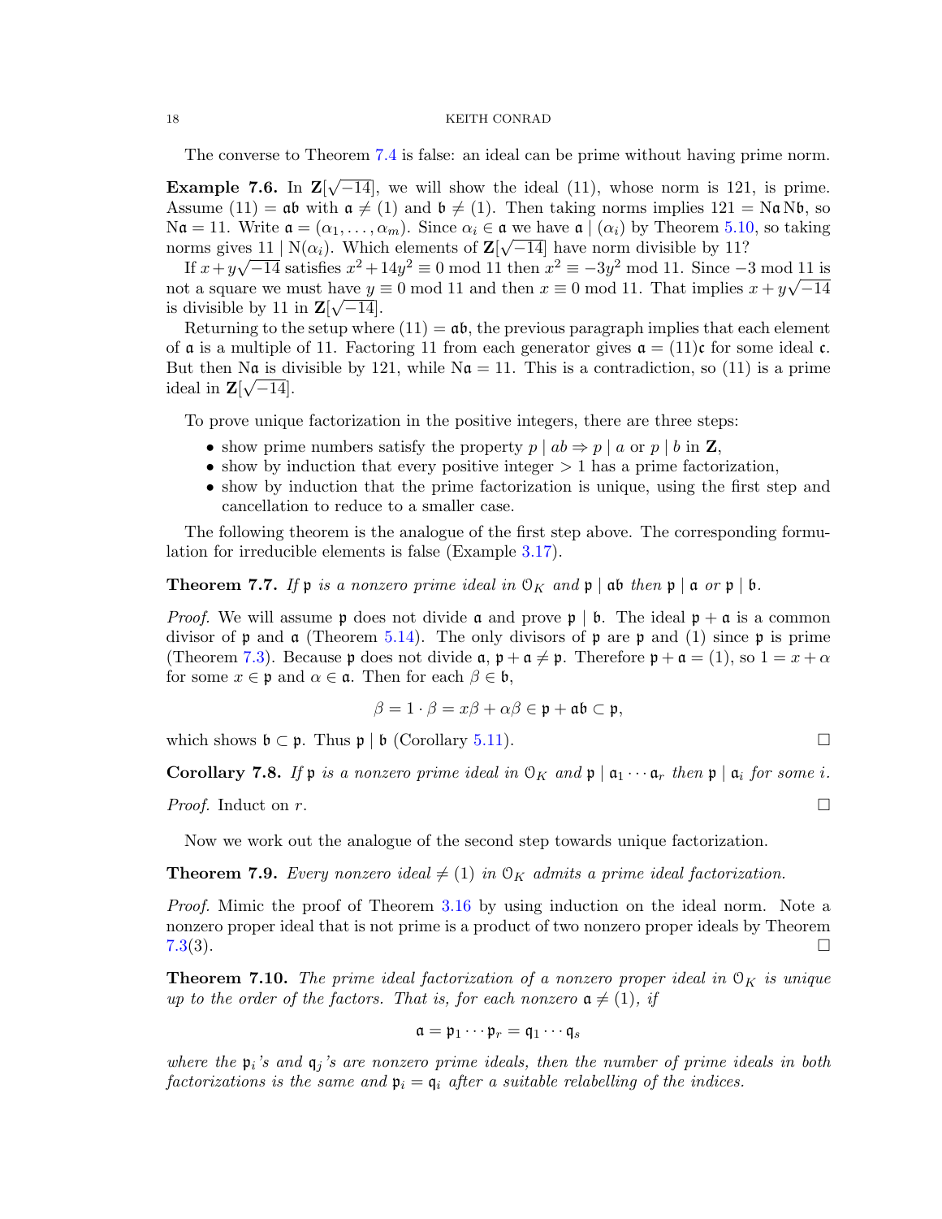The converse to Theorem 7.4 is false: an ideal can be prime without having prime norm.

**Example 7.6.** In $\mathbf{Z}[\sqrt{-14}]$, we will show the ideal $(11)$, whose norm is 121, is prime. Assume $(11) = \mathfrak{a}\mathfrak{b}$ with $\mathfrak{a} \neq (1)$ and $\mathfrak{b} \neq (1)$. Then taking norms implies $121 = \mathrm{N}\mathfrak{a}\,\mathrm{N}\mathfrak{b}$, so $\mathrm{N}\mathfrak{a} = 11$. Write $\mathfrak{a} = (\alpha_1, \ldots, \alpha_m)$. Since $\alpha_i \in \mathfrak{a}$ we have $\mathfrak{a} \mid (\alpha_i)$ by Theorem 5.10, so taking norms gives $11 \mid \mathrm{N}(\alpha_i)$. Which elements of $\mathbf{Z}[\sqrt{-14}]$ have norm divisible by 11?

If $x + y\sqrt{-14}$ satisfies $x^2 + 14y^2 \equiv 0 \bmod 11$ then $x^2 \equiv -3y^2 \bmod 11$. Since $-3 \bmod 11$ is not a square we must have $y \equiv 0 \bmod 11$ and then $x \equiv 0 \bmod 11$. That implies $x + y\sqrt{-14}$ is divisible by 11 in $\mathbf{Z}[\sqrt{-14}]$.

Returning to the setup where $(11) = \mathfrak{a}\mathfrak{b}$, the previous paragraph implies that each element of $\mathfrak{a}$ is a multiple of 11. Factoring 11 from each generator gives $\mathfrak{a} = (11)\mathfrak{c}$ for some ideal $\mathfrak{c}$. But then $\mathrm{N}\mathfrak{a}$ is divisible by 121, while $\mathrm{N}\mathfrak{a} = 11$. This is a contradiction, so $(11)$ is a prime ideal in $\mathbf{Z}[\sqrt{-14}]$.

To prove unique factorization in the positive integers, there are three steps:

- show prime numbers satisfy the property $p \mid ab \Rightarrow p \mid a$ or $p \mid b$ in $\mathbf{Z}$,
- show by induction that every positive integer $> 1$ has a prime factorization,
- show by induction that the prime factorization is unique, using the first step and cancellation to reduce to a smaller case.

The following theorem is the analogue of the first step above. The corresponding formulation for irreducible elements is false (Example 3.17).

**Theorem 7.7.** *If $\mathfrak{p}$ is a nonzero prime ideal in $\mathcal{O}_K$ and $\mathfrak{p} \mid \mathfrak{a}\mathfrak{b}$ then $\mathfrak{p} \mid \mathfrak{a}$ or $\mathfrak{p} \mid \mathfrak{b}$.*

*Proof.* We will assume $\mathfrak{p}$ does not divide $\mathfrak{a}$ and prove $\mathfrak{p} \mid \mathfrak{b}$. The ideal $\mathfrak{p} + \mathfrak{a}$ is a common divisor of $\mathfrak{p}$ and $\mathfrak{a}$ (Theorem 5.14). The only divisors of $\mathfrak{p}$ are $\mathfrak{p}$ and $(1)$ since $\mathfrak{p}$ is prime (Theorem 7.3). Because $\mathfrak{p}$ does not divide $\mathfrak{a}$, $\mathfrak{p} + \mathfrak{a} \neq \mathfrak{p}$. Therefore $\mathfrak{p} + \mathfrak{a} = (1)$, so $1 = x + \alpha$ for some $x \in \mathfrak{p}$ and $\alpha \in \mathfrak{a}$. Then for each $\beta \in \mathfrak{b}$,

$$\beta = 1 \cdot \beta = x\beta + \alpha\beta \in \mathfrak{p} + \mathfrak{a}\mathfrak{b} \subset \mathfrak{p},$$

which shows $\mathfrak{b} \subset \mathfrak{p}$. Thus $\mathfrak{p} \mid \mathfrak{b}$ (Corollary 5.11). $\square$

**Corollary 7.8.** *If $\mathfrak{p}$ is a nonzero prime ideal in $\mathcal{O}_K$ and $\mathfrak{p} \mid \mathfrak{a}_1 \cdots \mathfrak{a}_r$ then $\mathfrak{p} \mid \mathfrak{a}_i$ for some $i$.*

*Proof.* Induct on $r$. $\square$

Now we work out the analogue of the second step towards unique factorization.

**Theorem 7.9.** *Every nonzero ideal $\neq (1)$ in $\mathcal{O}_K$ admits a prime ideal factorization.*

*Proof.* Mimic the proof of Theorem 3.16 by using induction on the ideal norm. Note a nonzero proper ideal that is not prime is a product of two nonzero proper ideals by Theorem 7.3(3). $\square$

**Theorem 7.10.** *The prime ideal factorization of a nonzero proper ideal in $\mathcal{O}_K$ is unique up to the order of the factors. That is, for each nonzero $\mathfrak{a} \neq (1)$, if*

$$\mathfrak{a} = \mathfrak{p}_1 \cdots \mathfrak{p}_r = \mathfrak{q}_1 \cdots \mathfrak{q}_s$$

*where the $\mathfrak{p}_i$'s and $\mathfrak{q}_j$'s are nonzero prime ideals, then the number of prime ideals in both factorizations is the same and $\mathfrak{p}_i = \mathfrak{q}_i$ after a suitable relabelling of the indices.*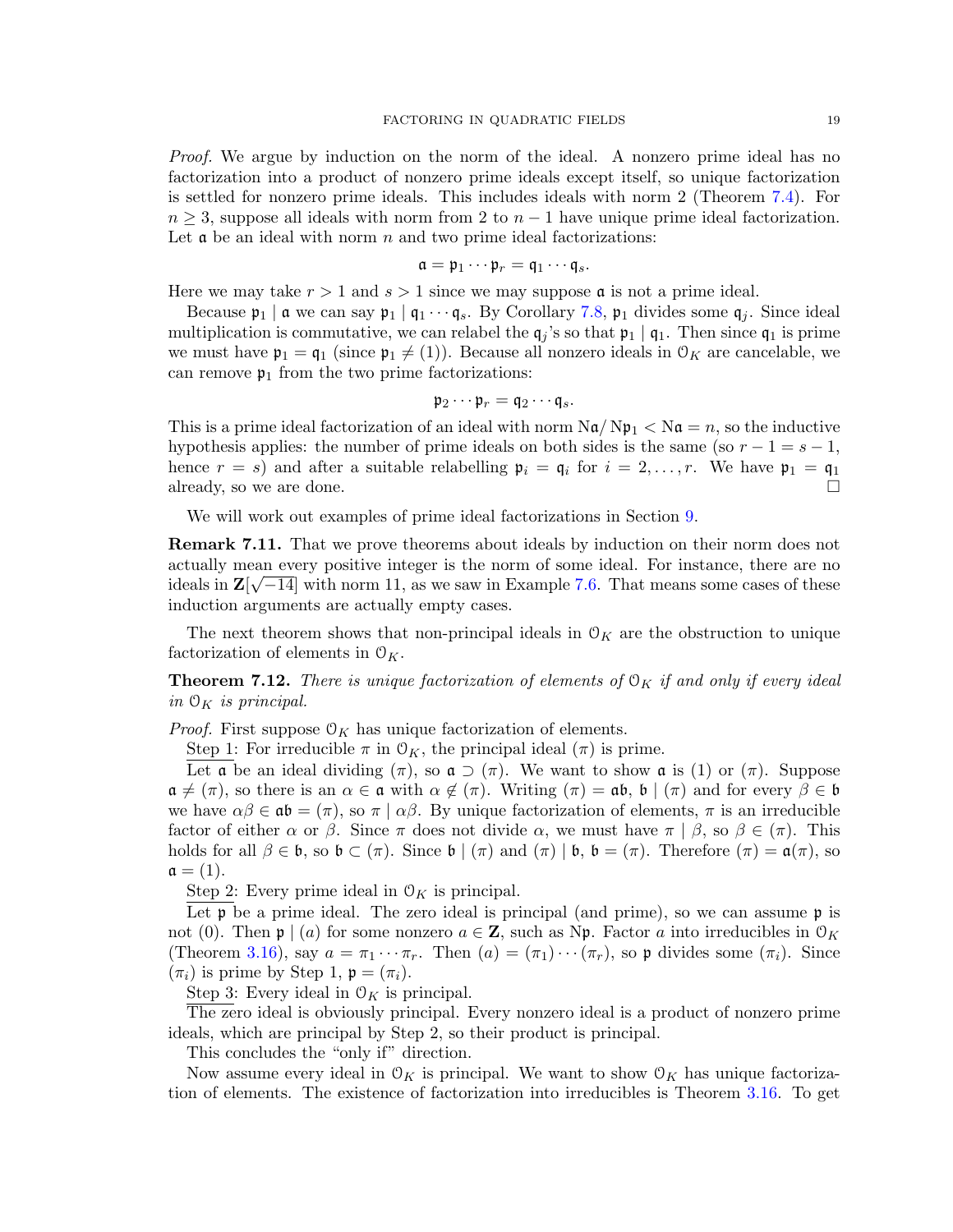*Proof.* We argue by induction on the norm of the ideal. A nonzero prime ideal has no factorization into a product of nonzero prime ideals except itself, so unique factorization is settled for nonzero prime ideals. This includes ideals with norm 2 (Theorem 7.4). For $n \geq 3$, suppose all ideals with norm from 2 to $n-1$ have unique prime ideal factorization. Let $\mathfrak{a}$ be an ideal with norm $n$ and two prime ideal factorizations:

$$\mathfrak{a} = \mathfrak{p}_1 \cdots \mathfrak{p}_r = \mathfrak{q}_1 \cdots \mathfrak{q}_s.$$

Here we may take $r > 1$ and $s > 1$ since we may suppose $\mathfrak{a}$ is not a prime ideal.

Because $\mathfrak{p}_1 \mid \mathfrak{a}$ we can say $\mathfrak{p}_1 \mid \mathfrak{q}_1 \cdots \mathfrak{q}_s$. By Corollary 7.8, $\mathfrak{p}_1$ divides some $\mathfrak{q}_j$. Since ideal multiplication is commutative, we can relabel the $\mathfrak{q}_j$'s so that $\mathfrak{p}_1 \mid \mathfrak{q}_1$. Then since $\mathfrak{q}_1$ is prime we must have $\mathfrak{p}_1 = \mathfrak{q}_1$ (since $\mathfrak{p}_1 \neq (1)$). Because all nonzero ideals in $\mathcal{O}_K$ are cancelable, we can remove $\mathfrak{p}_1$ from the two prime factorizations:

$$\mathfrak{p}_2 \cdots \mathfrak{p}_r = \mathfrak{q}_2 \cdots \mathfrak{q}_s.$$

This is a prime ideal factorization of an ideal with norm $\mathrm{N}\mathfrak{a}/\mathrm{N}\mathfrak{p}_1 < \mathrm{N}\mathfrak{a} = n$, so the inductive hypothesis applies: the number of prime ideals on both sides is the same (so $r - 1 = s - 1$, hence $r = s$) and after a suitable relabelling $\mathfrak{p}_i = \mathfrak{q}_i$ for $i = 2, \ldots, r$. We have $\mathfrak{p}_1 = \mathfrak{q}_1$ already, so we are done. $\square$

We will work out examples of prime ideal factorizations in Section 9.

**Remark 7.11.** That we prove theorems about ideals by induction on their norm does not actually mean every positive integer is the norm of some ideal. For instance, there are no ideals in $\mathbf{Z}[\sqrt{-14}]$ with norm 11, as we saw in Example 7.6. That means some cases of these induction arguments are actually empty cases.

The next theorem shows that non-principal ideals in $\mathcal{O}_K$ are the obstruction to unique factorization of elements in $\mathcal{O}_K$.

**Theorem 7.12.** *There is unique factorization of elements of $\mathcal{O}_K$ if and only if every ideal in $\mathcal{O}_K$ is principal.*

*Proof.* First suppose $\mathcal{O}_K$ has unique factorization of elements.

Step 1: For irreducible $\pi$ in $\mathcal{O}_K$, the principal ideal $(\pi)$ is prime.

Let $\mathfrak{a}$ be an ideal dividing $(\pi)$, so $\mathfrak{a} \supset (\pi)$. We want to show $\mathfrak{a}$ is $(1)$ or $(\pi)$. Suppose $\mathfrak{a} \neq (\pi)$, so there is an $\alpha \in \mathfrak{a}$ with $\alpha \notin (\pi)$. Writing $(\pi) = \mathfrak{a}\mathfrak{b}$, $\mathfrak{b} \mid (\pi)$ and for every $\beta \in \mathfrak{b}$ we have $\alpha\beta \in \mathfrak{a}\mathfrak{b} = (\pi)$, so $\pi \mid \alpha\beta$. By unique factorization of elements, $\pi$ is an irreducible factor of either $\alpha$ or $\beta$. Since $\pi$ does not divide $\alpha$, we must have $\pi \mid \beta$, so $\beta \in (\pi)$. This holds for all $\beta \in \mathfrak{b}$, so $\mathfrak{b} \subset (\pi)$. Since $\mathfrak{b} \mid (\pi)$ and $(\pi) \mid \mathfrak{b}$, $\mathfrak{b} = (\pi)$. Therefore $(\pi) = \mathfrak{a}(\pi)$, so $\mathfrak{a} = (1)$.

Step 2: Every prime ideal in $\mathcal{O}_K$ is principal.

Let $\mathfrak{p}$ be a prime ideal. The zero ideal is principal (and prime), so we can assume $\mathfrak{p}$ is not $(0)$. Then $\mathfrak{p} \mid (a)$ for some nonzero $a \in \mathbf{Z}$, such as $\mathrm{N}\mathfrak{p}$. Factor $a$ into irreducibles in $\mathcal{O}_K$ (Theorem 3.16), say $a = \pi_1 \cdots \pi_r$. Then $(a) = (\pi_1) \cdots (\pi_r)$, so $\mathfrak{p}$ divides some $(\pi_i)$. Since $(\pi_i)$ is prime by Step 1, $\mathfrak{p} = (\pi_i)$.

Step 3: Every ideal in $\mathcal{O}_K$ is principal.

The zero ideal is obviously principal. Every nonzero ideal is a product of nonzero prime ideals, which are principal by Step 2, so their product is principal.

This concludes the "only if" direction.

Now assume every ideal in $\mathcal{O}_K$ is principal. We want to show $\mathcal{O}_K$ has unique factorization of elements. The existence of factorization into irreducibles is Theorem 3.16. To get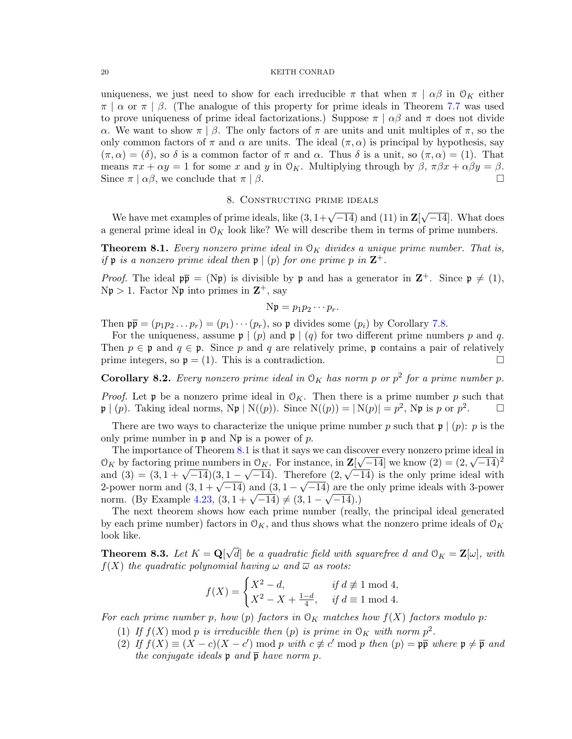uniqueness, we just need to show for each irreducible $\pi$ that when $\pi \mid \alpha\beta$ in $\mathcal{O}_K$ either $\pi \mid \alpha$ or $\pi \mid \beta$. (The analogue of this property for prime ideals in Theorem 7.7 was used to prove uniqueness of prime ideal factorizations.) Suppose $\pi \mid \alpha\beta$ and $\pi$ does not divide $\alpha$. We want to show $\pi \mid \beta$. The only factors of $\pi$ are units and unit multiples of $\pi$, so the only common factors of $\pi$ and $\alpha$ are units. The ideal $(\pi, \alpha)$ is principal by hypothesis, say $(\pi, \alpha) = (\delta)$, so $\delta$ is a common factor of $\pi$ and $\alpha$. Thus $\delta$ is a unit, so $(\pi, \alpha) = (1)$. That means $\pi x + \alpha y = 1$ for some $x$ and $y$ in $\mathcal{O}_K$. Multiplying through by $\beta$, $\pi\beta x + \alpha\beta y = \beta$. Since $\pi \mid \alpha\beta$, we conclude that $\pi \mid \beta$. □

## 8. Constructing prime ideals

We have met examples of prime ideals, like $(3, 1+\sqrt{-14})$ and $(11)$ in $\mathbf{Z}[\sqrt{-14}]$. What does a general prime ideal in $\mathcal{O}_K$ look like? We will describe them in terms of prime numbers.

**Theorem 8.1.** *Every nonzero prime ideal in $\mathcal{O}_K$ divides a unique prime number. That is, if $\mathfrak{p}$ is a nonzero prime ideal then $\mathfrak{p} \mid (p)$ for one prime $p$ in $\mathbf{Z}^+$.*

*Proof.* The ideal $\mathfrak{p}\overline{\mathfrak{p}} = (\mathrm{N}\mathfrak{p})$ is divisible by $\mathfrak{p}$ and has a generator in $\mathbf{Z}^+$. Since $\mathfrak{p} \neq (1)$, $\mathrm{N}\mathfrak{p} > 1$. Factor $\mathrm{N}\mathfrak{p}$ into primes in $\mathbf{Z}^+$, say

$$\mathrm{N}\mathfrak{p} = p_1 p_2 \cdots p_r.$$

Then $\mathfrak{p}\overline{\mathfrak{p}} = (p_1 p_2 \ldots p_r) = (p_1) \cdots (p_r)$, so $\mathfrak{p}$ divides some $(p_i)$ by Corollary 7.8.

For the uniqueness, assume $\mathfrak{p} \mid (p)$ and $\mathfrak{p} \mid (q)$ for two different prime numbers $p$ and $q$. Then $p \in \mathfrak{p}$ and $q \in \mathfrak{p}$. Since $p$ and $q$ are relatively prime, $\mathfrak{p}$ contains a pair of relatively prime integers, so $\mathfrak{p} = (1)$. This is a contradiction. □

**Corollary 8.2.** *Every nonzero prime ideal in $\mathcal{O}_K$ has norm $p$ or $p^2$ for a prime number $p$.*

*Proof.* Let $\mathfrak{p}$ be a nonzero prime ideal in $\mathcal{O}_K$. Then there is a prime number $p$ such that $\mathfrak{p} \mid (p)$. Taking ideal norms, $\mathrm{N}\mathfrak{p} \mid \mathrm{N}((p))$. Since $\mathrm{N}((p)) = |\,\mathrm{N}(p)| = p^2$, $\mathrm{N}\mathfrak{p}$ is $p$ or $p^2$. □

There are two ways to characterize the unique prime number $p$ such that $\mathfrak{p} \mid (p)$: $p$ is the only prime number in $\mathfrak{p}$ and $\mathrm{N}\mathfrak{p}$ is a power of $p$.

The importance of Theorem 8.1 is that it says we can discover every nonzero prime ideal in $\mathcal{O}_K$ by factoring prime numbers in $\mathcal{O}_K$. For instance, in $\mathbf{Z}[\sqrt{-14}]$ we know $(2) = (2, \sqrt{-14})^2$ and $(3) = (3, 1+\sqrt{-14})(3, 1-\sqrt{-14})$. Therefore $(2, \sqrt{-14})$ is the only prime ideal with 2-power norm and $(3, 1+\sqrt{-14})$ and $(3, 1-\sqrt{-14})$ are the only prime ideals with 3-power norm. (By Example 4.23, $(3, 1+\sqrt{-14}) \neq (3, 1-\sqrt{-14})$.)

The next theorem shows how each prime number (really, the principal ideal generated by each prime number) factors in $\mathcal{O}_K$, and thus shows what the nonzero prime ideals of $\mathcal{O}_K$ look like.

**Theorem 8.3.** *Let $K = \mathbf{Q}[\sqrt{d}]$ be a quadratic field with squarefree $d$ and $\mathcal{O}_K = \mathbf{Z}[\omega]$, with $f(X)$ the quadratic polynomial having $\omega$ and $\overline{\omega}$ as roots:*

$$f(X) = \begin{cases} X^2 - d, & \text{if } d \not\equiv 1 \bmod 4, \\ X^2 - X + \frac{1-d}{4}, & \text{if } d \equiv 1 \bmod 4. \end{cases}$$

*For each prime number $p$, how $(p)$ factors in $\mathcal{O}_K$ matches how $f(X)$ factors modulo $p$:*

1. *If $f(X) \bmod p$ is irreducible then $(p)$ is prime in $\mathcal{O}_K$ with norm $p^2$.*
2. *If $f(X) \equiv (X-c)(X-c') \bmod p$ with $c \not\equiv c' \bmod p$ then $(p) = \mathfrak{p}\overline{\mathfrak{p}}$ where $\mathfrak{p} \neq \overline{\mathfrak{p}}$ and the conjugate ideals $\mathfrak{p}$ and $\overline{\mathfrak{p}}$ have norm $p$.*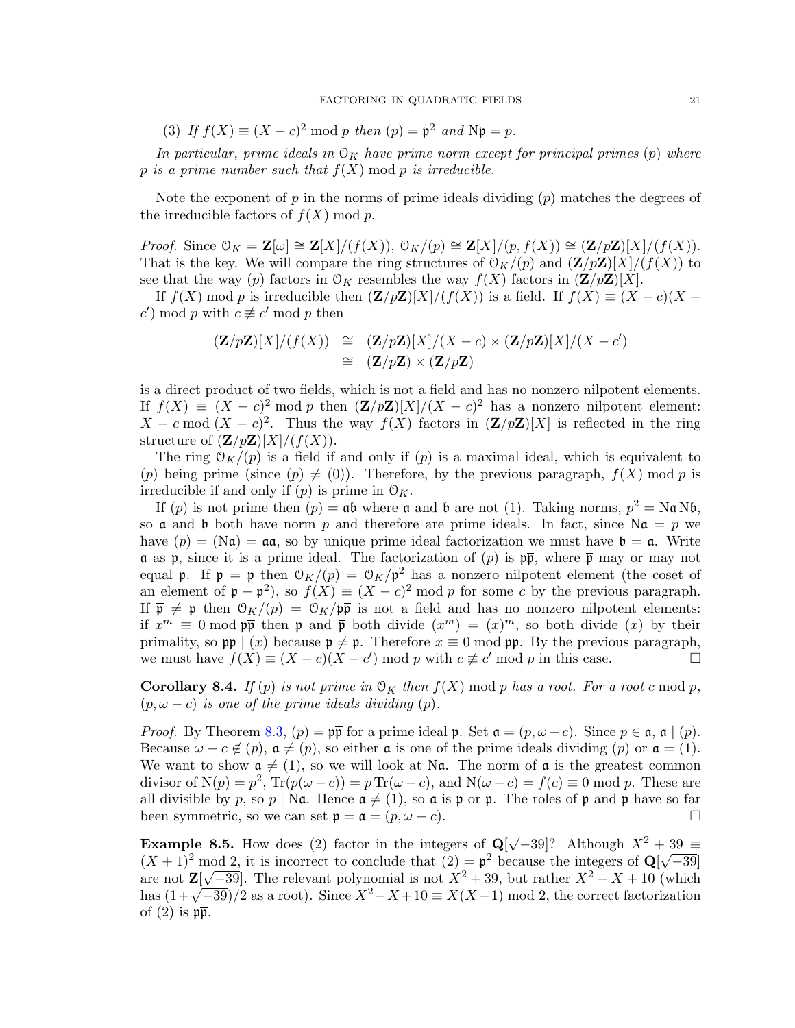(3) *If* $f(X) \equiv (X-c)^2 \bmod p$ *then* $(p) = \mathfrak{p}^2$ *and* $\mathrm{N}\mathfrak{p} = p$.

*In particular, prime ideals in* $\mathcal{O}_K$ *have prime norm except for principal primes* $(p)$ *where* $p$ *is a prime number such that* $f(X) \bmod p$ *is irreducible.*

Note the exponent of $p$ in the norms of prime ideals dividing $(p)$ matches the degrees of the irreducible factors of $f(X) \bmod p$.

*Proof.* Since $\mathcal{O}_K = \mathbf{Z}[\omega] \cong \mathbf{Z}[X]/(f(X))$, $\mathcal{O}_K/(p) \cong \mathbf{Z}[X]/(p, f(X)) \cong (\mathbf{Z}/p\mathbf{Z})[X]/(f(X))$. That is the key. We will compare the ring structures of $\mathcal{O}_K/(p)$ and $(\mathbf{Z}/p\mathbf{Z})[X]/(f(X))$ to see that the way $(p)$ factors in $\mathcal{O}_K$ resembles the way $f(X)$ factors in $(\mathbf{Z}/p\mathbf{Z})[X]$.

If $f(X) \bmod p$ is irreducible then $(\mathbf{Z}/p\mathbf{Z})[X]/(f(X))$ is a field. If $f(X) \equiv (X-c)(X-c') \bmod p$ with $c \not\equiv c' \bmod p$ then

$$\begin{aligned}(\mathbf{Z}/p\mathbf{Z})[X]/(f(X)) &\cong (\mathbf{Z}/p\mathbf{Z})[X]/(X-c) \times (\mathbf{Z}/p\mathbf{Z})[X]/(X-c') \\ &\cong (\mathbf{Z}/p\mathbf{Z}) \times (\mathbf{Z}/p\mathbf{Z})\end{aligned}$$

is a direct product of two fields, which is not a field and has no nonzero nilpotent elements. If $f(X) \equiv (X-c)^2 \bmod p$ then $(\mathbf{Z}/p\mathbf{Z})[X]/(X-c)^2$ has a nonzero nilpotent element: $X - c \bmod (X-c)^2$. Thus the way $f(X)$ factors in $(\mathbf{Z}/p\mathbf{Z})[X]$ is reflected in the ring structure of $(\mathbf{Z}/p\mathbf{Z})[X]/(f(X))$.

The ring $\mathcal{O}_K/(p)$ is a field if and only if $(p)$ is a maximal ideal, which is equivalent to $(p)$ being prime (since $(p) \neq (0)$). Therefore, by the previous paragraph, $f(X) \bmod p$ is irreducible if and only if $(p)$ is prime in $\mathcal{O}_K$.

If $(p)$ is not prime then $(p) = \mathfrak{a}\mathfrak{b}$ where $\mathfrak{a}$ and $\mathfrak{b}$ are not $(1)$. Taking norms, $p^2 = \mathrm{N}\mathfrak{a}\,\mathrm{N}\mathfrak{b}$, so $\mathfrak{a}$ and $\mathfrak{b}$ both have norm $p$ and therefore are prime ideals. In fact, since $\mathrm{N}\mathfrak{a} = p$ we have $(p) = (\mathrm{N}\mathfrak{a}) = \mathfrak{a}\overline{\mathfrak{a}}$, so by unique prime ideal factorization we must have $\mathfrak{b} = \overline{\mathfrak{a}}$. Write $\mathfrak{a}$ as $\mathfrak{p}$, since it is a prime ideal. The factorization of $(p)$ is $\mathfrak{p}\overline{\mathfrak{p}}$, where $\overline{\mathfrak{p}}$ may or may not equal $\mathfrak{p}$. If $\overline{\mathfrak{p}} = \mathfrak{p}$ then $\mathcal{O}_K/(p) = \mathcal{O}_K/\mathfrak{p}^2$ has a nonzero nilpotent element (the coset of an element of $\mathfrak{p} - \mathfrak{p}^2$), so $f(X) \equiv (X-c)^2 \bmod p$ for some $c$ by the previous paragraph. If $\overline{\mathfrak{p}} \neq \mathfrak{p}$ then $\mathcal{O}_K/(p) = \mathcal{O}_K/\mathfrak{p}\overline{\mathfrak{p}}$ is not a field and has no nonzero nilpotent elements: if $x^m \equiv 0 \bmod \mathfrak{p}\overline{\mathfrak{p}}$ then $\mathfrak{p}$ and $\overline{\mathfrak{p}}$ both divide $(x^m) = (x)^m$, so both divide $(x)$ by their primality, so $\mathfrak{p}\overline{\mathfrak{p}} \mid (x)$ because $\mathfrak{p} \neq \overline{\mathfrak{p}}$. Therefore $x \equiv 0 \bmod \mathfrak{p}\overline{\mathfrak{p}}$. By the previous paragraph, we must have $f(X) \equiv (X-c)(X-c') \bmod p$ with $c \not\equiv c' \bmod p$ in this case. □

**Corollary 8.4.** *If* $(p)$ *is not prime in* $\mathcal{O}_K$ *then* $f(X) \bmod p$ *has a root. For a root* $c \bmod p$*,* $(p, \omega - c)$ *is one of the prime ideals dividing* $(p)$*.*

*Proof.* By Theorem 8.3, $(p) = \mathfrak{p}\overline{\mathfrak{p}}$ for a prime ideal $\mathfrak{p}$. Set $\mathfrak{a} = (p, \omega - c)$. Since $p \in \mathfrak{a}$, $\mathfrak{a} \mid (p)$. Because $\omega - c \notin (p)$, $\mathfrak{a} \neq (p)$, so either $\mathfrak{a}$ is one of the prime ideals dividing $(p)$ or $\mathfrak{a} = (1)$. We want to show $\mathfrak{a} \neq (1)$, so we will look at $\mathrm{N}\mathfrak{a}$. The norm of $\mathfrak{a}$ is the greatest common divisor of $\mathrm{N}(p) = p^2$, $\mathrm{Tr}(p(\overline{\omega} - c)) = p\,\mathrm{Tr}(\overline{\omega} - c)$, and $\mathrm{N}(\omega - c) = f(c) \equiv 0 \bmod p$. These are all divisible by $p$, so $p \mid \mathrm{N}\mathfrak{a}$. Hence $\mathfrak{a} \neq (1)$, so $\mathfrak{a}$ is $\mathfrak{p}$ or $\overline{\mathfrak{p}}$. The roles of $\mathfrak{p}$ and $\overline{\mathfrak{p}}$ have so far been symmetric, so we can set $\mathfrak{p} = \mathfrak{a} = (p, \omega - c)$. □

**Example 8.5.** How does (2) factor in the integers of $\mathbf{Q}[\sqrt{-39}]$? Although $X^2 + 39 \equiv (X+1)^2 \bmod 2$, it is incorrect to conclude that $(2) = \mathfrak{p}^2$ because the integers of $\mathbf{Q}[\sqrt{-39}]$ are not $\mathbf{Z}[\sqrt{-39}]$. The relevant polynomial is not $X^2 + 39$, but rather $X^2 - X + 10$ (which has $(1+\sqrt{-39})/2$ as a root). Since $X^2 - X + 10 \equiv X(X-1) \bmod 2$, the correct factorization of (2) is $\mathfrak{p}\overline{\mathfrak{p}}$.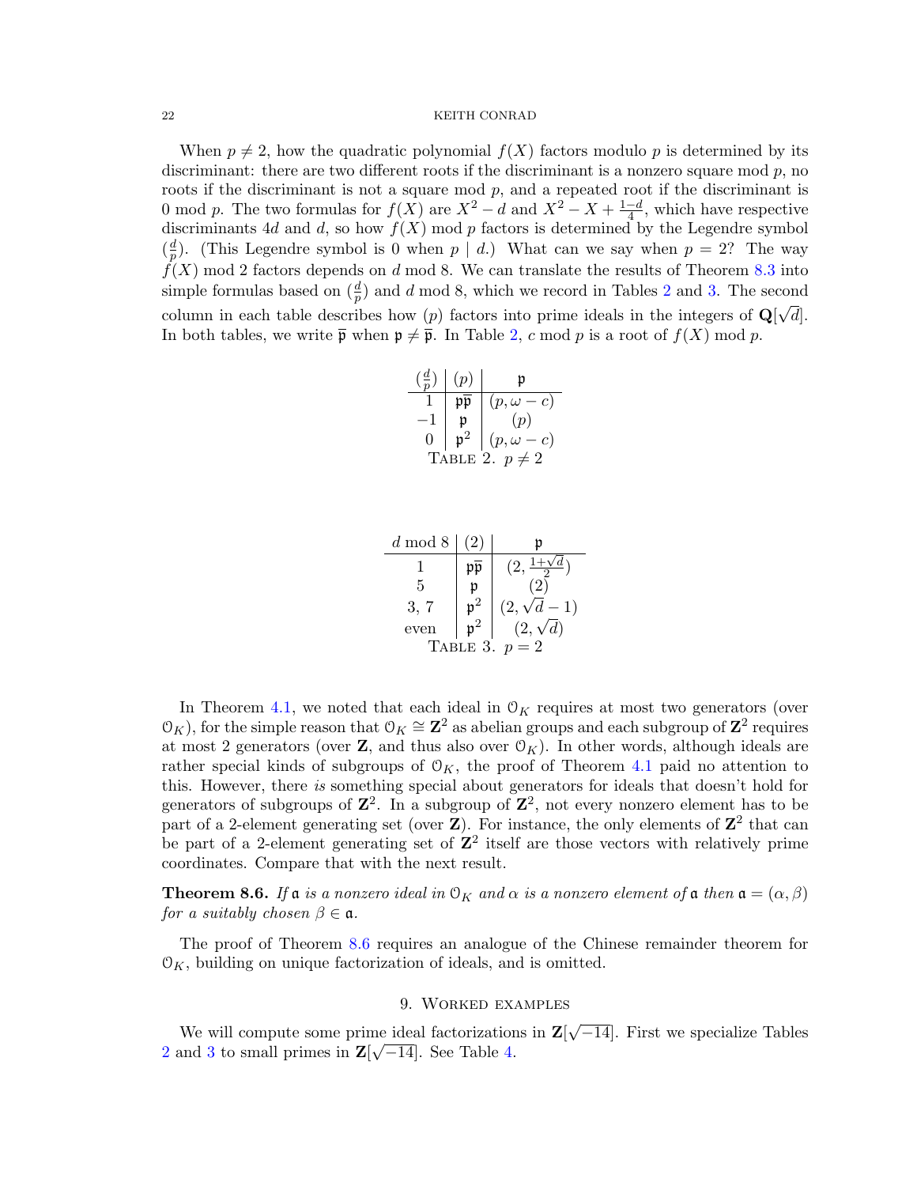When $p \neq 2$, how the quadratic polynomial $f(X)$ factors modulo $p$ is determined by its discriminant: there are two different roots if the discriminant is a nonzero square mod $p$, no roots if the discriminant is not a square mod $p$, and a repeated root if the discriminant is 0 mod $p$. The two formulas for $f(X)$ are $X^2 - d$ and $X^2 - X + \frac{1-d}{4}$, which have respective discriminants $4d$ and $d$, so how $f(X)$ mod $p$ factors is determined by the Legendre symbol $(\frac{d}{p})$. (This Legendre symbol is 0 when $p \mid d$.) What can we say when $p = 2$? The way $f(X)$ mod 2 factors depends on $d$ mod 8. We can translate the results of Theorem 8.3 into simple formulas based on $(\frac{d}{p})$ and $d$ mod 8, which we record in Tables 2 and 3. The second column in each table describes how $(p)$ factors into prime ideals in the integers of $\mathbf{Q}[\sqrt{d}]$. In both tables, we write $\overline{\mathfrak{p}}$ when $\mathfrak{p} \neq \overline{\mathfrak{p}}$. In Table 2, $c$ mod $p$ is a root of $f(X)$ mod $p$.

| $(\frac{d}{p})$ | $(p)$ | $\mathfrak{p}$ |
|---|---|---|
| 1 | $\mathfrak{p}\overline{\mathfrak{p}}$ | $(p, \omega - c)$ |
| $-1$ | $\mathfrak{p}$ | $(p)$ |
| 0 | $\mathfrak{p}^2$ | $(p, \omega - c)$ |

Table 2. $p \neq 2$

| $d$ mod 8 | $(2)$ | $\mathfrak{p}$ |
|---|---|---|
| 1 | $\mathfrak{p}\overline{\mathfrak{p}}$ | $(2, \frac{1+\sqrt{d}}{2})$ |
| 5 | $\mathfrak{p}$ | $(2)$ |
| 3, 7 | $\mathfrak{p}^2$ | $(2, \sqrt{d} - 1)$ |
| even | $\mathfrak{p}^2$ | $(2, \sqrt{d})$ |

Table 3. $p = 2$

In Theorem 4.1, we noted that each ideal in $\mathcal{O}_K$ requires at most two generators (over $\mathcal{O}_K$), for the simple reason that $\mathcal{O}_K \cong \mathbf{Z}^2$ as abelian groups and each subgroup of $\mathbf{Z}^2$ requires at most 2 generators (over $\mathbf{Z}$, and thus also over $\mathcal{O}_K$). In other words, although ideals are rather special kinds of subgroups of $\mathcal{O}_K$, the proof of Theorem 4.1 paid no attention to this. However, there *is* something special about generators for ideals that doesn't hold for generators of subgroups of $\mathbf{Z}^2$. In a subgroup of $\mathbf{Z}^2$, not every nonzero element has to be part of a 2-element generating set (over $\mathbf{Z}$). For instance, the only elements of $\mathbf{Z}^2$ that can be part of a 2-element generating set of $\mathbf{Z}^2$ itself are those vectors with relatively prime coordinates. Compare that with the next result.

**Theorem 8.6.** *If $\mathfrak{a}$ is a nonzero ideal in $\mathcal{O}_K$ and $\alpha$ is a nonzero element of $\mathfrak{a}$ then $\mathfrak{a} = (\alpha, \beta)$ for a suitably chosen $\beta \in \mathfrak{a}$.*

The proof of Theorem 8.6 requires an analogue of the Chinese remainder theorem for $\mathcal{O}_K$, building on unique factorization of ideals, and is omitted.

## 9. Worked examples

We will compute some prime ideal factorizations in $\mathbf{Z}[\sqrt{-14}]$. First we specialize Tables 2 and 3 to small primes in $\mathbf{Z}[\sqrt{-14}]$. See Table 4.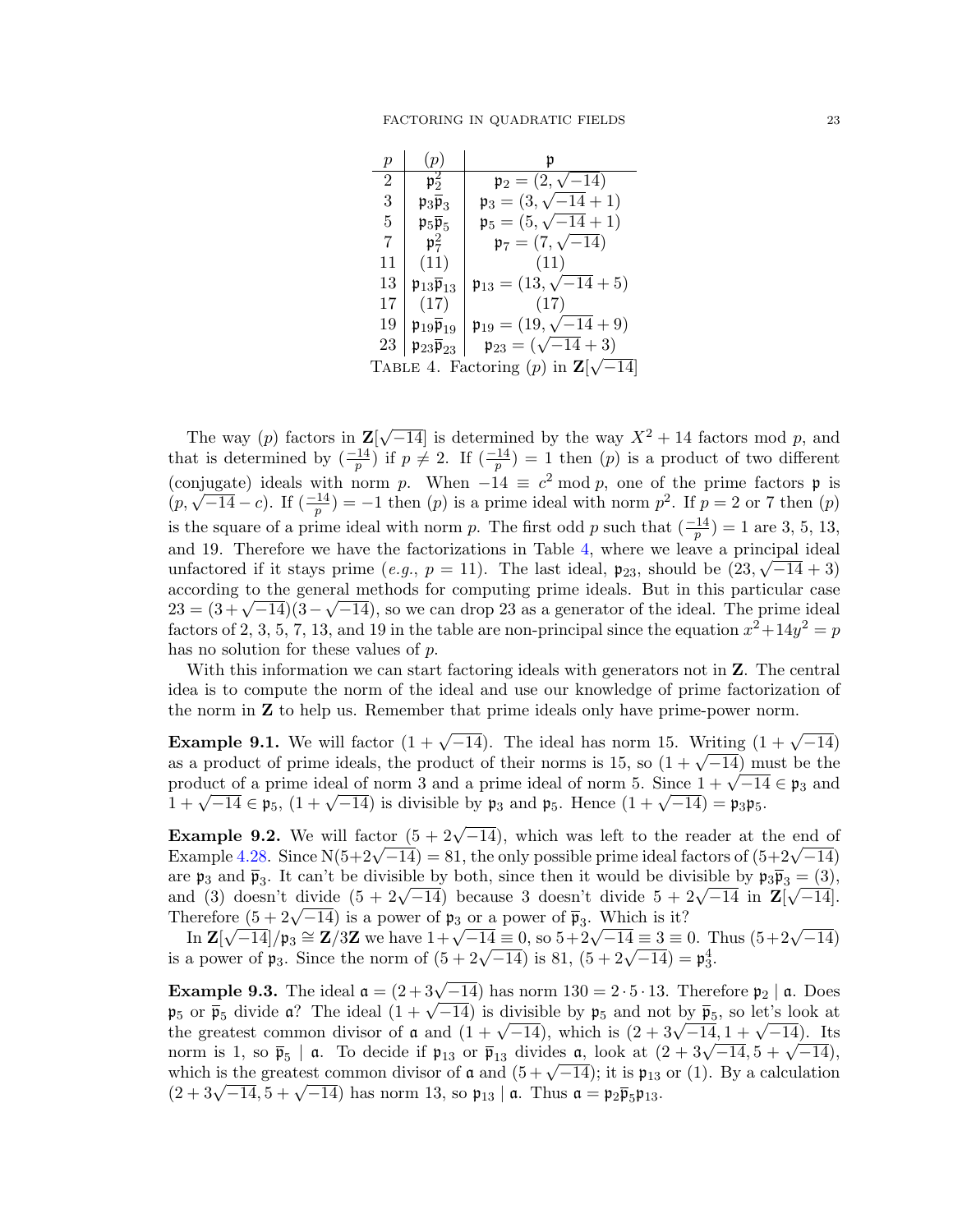| $p$ | $(p)$ | $\mathfrak{p}$ |
|---|---|---|
| 2 | $\mathfrak{p}_2^2$ | $\mathfrak{p}_2 = (2, \sqrt{-14})$ |
| 3 | $\mathfrak{p}_3\overline{\mathfrak{p}}_3$ | $\mathfrak{p}_3 = (3, \sqrt{-14}+1)$ |
| 5 | $\mathfrak{p}_5\overline{\mathfrak{p}}_5$ | $\mathfrak{p}_5 = (5, \sqrt{-14}+1)$ |
| 7 | $\mathfrak{p}_7^2$ | $\mathfrak{p}_7 = (7, \sqrt{-14})$ |
| 11 | $(11)$ | $(11)$ |
| 13 | $\mathfrak{p}_{13}\overline{\mathfrak{p}}_{13}$ | $\mathfrak{p}_{13} = (13, \sqrt{-14}+5)$ |
| 17 | $(17)$ | $(17)$ |
| 19 | $\mathfrak{p}_{19}\overline{\mathfrak{p}}_{19}$ | $\mathfrak{p}_{19} = (19, \sqrt{-14}+9)$ |
| 23 | $\mathfrak{p}_{23}\overline{\mathfrak{p}}_{23}$ | $\mathfrak{p}_{23} = (\sqrt{-14}+3)$ |

TABLE 4. Factoring $(p)$ in $\mathbf{Z}[\sqrt{-14}]$

The way $(p)$ factors in $\mathbf{Z}[\sqrt{-14}]$ is determined by the way $X^2+14$ factors mod $p$, and that is determined by $(\frac{-14}{p})$ if $p \neq 2$. If $(\frac{-14}{p}) = 1$ then $(p)$ is a product of two different (conjugate) ideals with norm $p$. When $-14 \equiv c^2 \bmod p$, one of the prime factors $\mathfrak{p}$ is $(p, \sqrt{-14}-c)$. If $(\frac{-14}{p}) = -1$ then $(p)$ is a prime ideal with norm $p^2$. If $p=2$ or 7 then $(p)$ is the square of a prime ideal with norm $p$. The first odd $p$ such that $(\frac{-14}{p}) = 1$ are 3, 5, 13, and 19. Therefore we have the factorizations in Table 4, where we leave a principal ideal unfactored if it stays prime (*e.g.*, $p=11$). The last ideal, $\mathfrak{p}_{23}$, should be $(23, \sqrt{-14}+3)$ according to the general methods for computing prime ideals. But in this particular case $23 = (3+\sqrt{-14})(3-\sqrt{-14})$, so we can drop 23 as a generator of the ideal. The prime ideal factors of 2, 3, 5, 7, 13, and 19 in the table are non-principal since the equation $x^2+14y^2 = p$ has no solution for these values of $p$.

With this information we can start factoring ideals with generators not in $\mathbf{Z}$. The central idea is to compute the norm of the ideal and use our knowledge of prime factorization of the norm in $\mathbf{Z}$ to help us. Remember that prime ideals only have prime-power norm.

**Example 9.1.** We will factor $(1+\sqrt{-14})$. The ideal has norm 15. Writing $(1+\sqrt{-14})$ as a product of prime ideals, the product of their norms is 15, so $(1+\sqrt{-14})$ must be the product of a prime ideal of norm 3 and a prime ideal of norm 5. Since $1+\sqrt{-14} \in \mathfrak{p}_3$ and $1+\sqrt{-14} \in \mathfrak{p}_5$, $(1+\sqrt{-14})$ is divisible by $\mathfrak{p}_3$ and $\mathfrak{p}_5$. Hence $(1+\sqrt{-14}) = \mathfrak{p}_3\mathfrak{p}_5$.

**Example 9.2.** We will factor $(5+2\sqrt{-14})$, which was left to the reader at the end of Example 4.28. Since $\mathrm{N}(5+2\sqrt{-14}) = 81$, the only possible prime ideal factors of $(5+2\sqrt{-14})$ are $\mathfrak{p}_3$ and $\overline{\mathfrak{p}}_3$. It can't be divisible by both, since then it would be divisible by $\mathfrak{p}_3\overline{\mathfrak{p}}_3 = (3)$, and $(3)$ doesn't divide $(5+2\sqrt{-14})$ because 3 doesn't divide $5+2\sqrt{-14}$ in $\mathbf{Z}[\sqrt{-14}]$. Therefore $(5+2\sqrt{-14})$ is a power of $\mathfrak{p}_3$ or a power of $\overline{\mathfrak{p}}_3$. Which is it?

In $\mathbf{Z}[\sqrt{-14}]/\mathfrak{p}_3 \cong \mathbf{Z}/3\mathbf{Z}$ we have $1+\sqrt{-14} \equiv 0$, so $5+2\sqrt{-14} \equiv 3 \equiv 0$. Thus $(5+2\sqrt{-14})$ is a power of $\mathfrak{p}_3$. Since the norm of $(5+2\sqrt{-14})$ is 81, $(5+2\sqrt{-14}) = \mathfrak{p}_3^4$.

**Example 9.3.** The ideal $\mathfrak{a} = (2+3\sqrt{-14})$ has norm $130 = 2 \cdot 5 \cdot 13$. Therefore $\mathfrak{p}_2 \mid \mathfrak{a}$. Does $\mathfrak{p}_5$ or $\overline{\mathfrak{p}}_5$ divide $\mathfrak{a}$? The ideal $(1+\sqrt{-14})$ is divisible by $\mathfrak{p}_5$ and not by $\overline{\mathfrak{p}}_5$, so let's look at the greatest common divisor of $\mathfrak{a}$ and $(1+\sqrt{-14})$, which is $(2+3\sqrt{-14}, 1+\sqrt{-14})$. Its norm is 1, so $\overline{\mathfrak{p}}_5 \mid \mathfrak{a}$. To decide if $\mathfrak{p}_{13}$ or $\overline{\mathfrak{p}}_{13}$ divides $\mathfrak{a}$, look at $(2+3\sqrt{-14}, 5+\sqrt{-14})$, which is the greatest common divisor of $\mathfrak{a}$ and $(5+\sqrt{-14})$; it is $\mathfrak{p}_{13}$ or $(1)$. By a calculation $(2+3\sqrt{-14}, 5+\sqrt{-14})$ has norm 13, so $\mathfrak{p}_{13} \mid \mathfrak{a}$. Thus $\mathfrak{a} = \mathfrak{p}_2\overline{\mathfrak{p}}_5\mathfrak{p}_{13}$.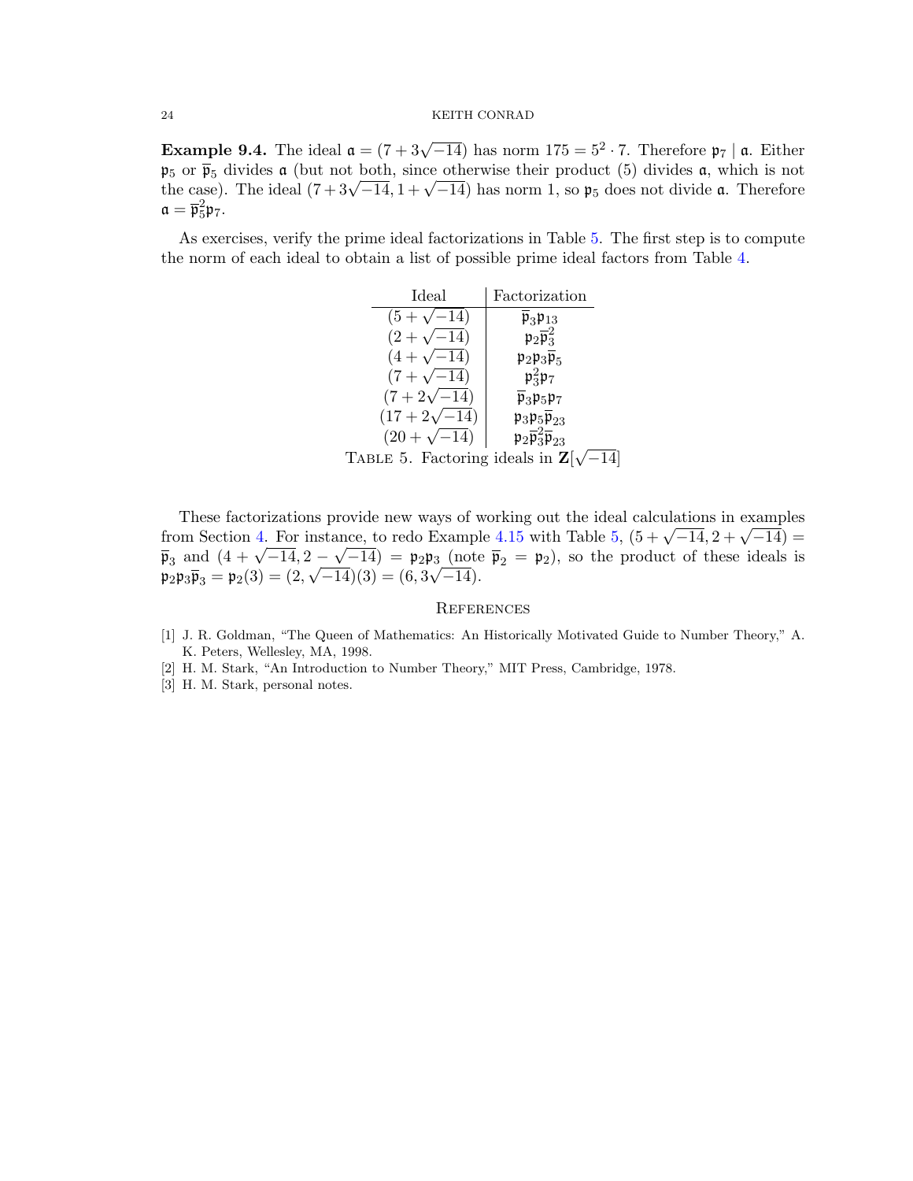**Example 9.4.** The ideal $\mathfrak{a} = (7 + 3\sqrt{-14})$ has norm $175 = 5^2 \cdot 7$. Therefore $\mathfrak{p}_7 \mid \mathfrak{a}$. Either $\mathfrak{p}_5$ or $\overline{\mathfrak{p}}_5$ divides $\mathfrak{a}$ (but not both, since otherwise their product $(5)$ divides $\mathfrak{a}$, which is not the case). The ideal $(7+3\sqrt{-14}, 1+\sqrt{-14})$ has norm 1, so $\mathfrak{p}_5$ does not divide $\mathfrak{a}$. Therefore $\mathfrak{a} = \overline{\mathfrak{p}}_5^2\mathfrak{p}_7$.

As exercises, verify the prime ideal factorizations in Table 5. The first step is to compute the norm of each ideal to obtain a list of possible prime ideal factors from Table 4.

| Ideal | Factorization |
|---|---|
| $(5 + \sqrt{-14})$ | $\overline{\mathfrak{p}}_3\mathfrak{p}_{13}$ |
| $(2 + \sqrt{-14})$ | $\mathfrak{p}_2\overline{\mathfrak{p}}_3^2$ |
| $(4 + \sqrt{-14})$ | $\mathfrak{p}_2\mathfrak{p}_3\overline{\mathfrak{p}}_5$ |
| $(7 + \sqrt{-14})$ | $\mathfrak{p}_3^2\mathfrak{p}_7$ |
| $(7 + 2\sqrt{-14})$ | $\overline{\mathfrak{p}}_3\mathfrak{p}_5\mathfrak{p}_7$ |
| $(17 + 2\sqrt{-14})$ | $\mathfrak{p}_3\mathfrak{p}_5\overline{\mathfrak{p}}_{23}$ |
| $(20 + \sqrt{-14})$ | $\mathfrak{p}_2\overline{\mathfrak{p}}_3^2\overline{\mathfrak{p}}_{23}$ |

Table 5. Factoring ideals in $\mathbf{Z}[\sqrt{-14}]$

These factorizations provide new ways of working out the ideal calculations in examples from Section 4. For instance, to redo Example 4.15 with Table 5, $(5 + \sqrt{-14}, 2 + \sqrt{-14}) = \overline{\mathfrak{p}}_3$ and $(4 + \sqrt{-14}, 2 - \sqrt{-14}) = \mathfrak{p}_2\mathfrak{p}_3$ (note $\overline{\mathfrak{p}}_2 = \mathfrak{p}_2$), so the product of these ideals is $\mathfrak{p}_2\mathfrak{p}_3\overline{\mathfrak{p}}_3 = \mathfrak{p}_2(3) = (2, \sqrt{-14})(3) = (6, 3\sqrt{-14})$.

## References

[1] J. R. Goldman, "The Queen of Mathematics: An Historically Motivated Guide to Number Theory," A. K. Peters, Wellesley, MA, 1998.

[2] H. M. Stark, "An Introduction to Number Theory," MIT Press, Cambridge, 1978.

[3] H. M. Stark, personal notes.